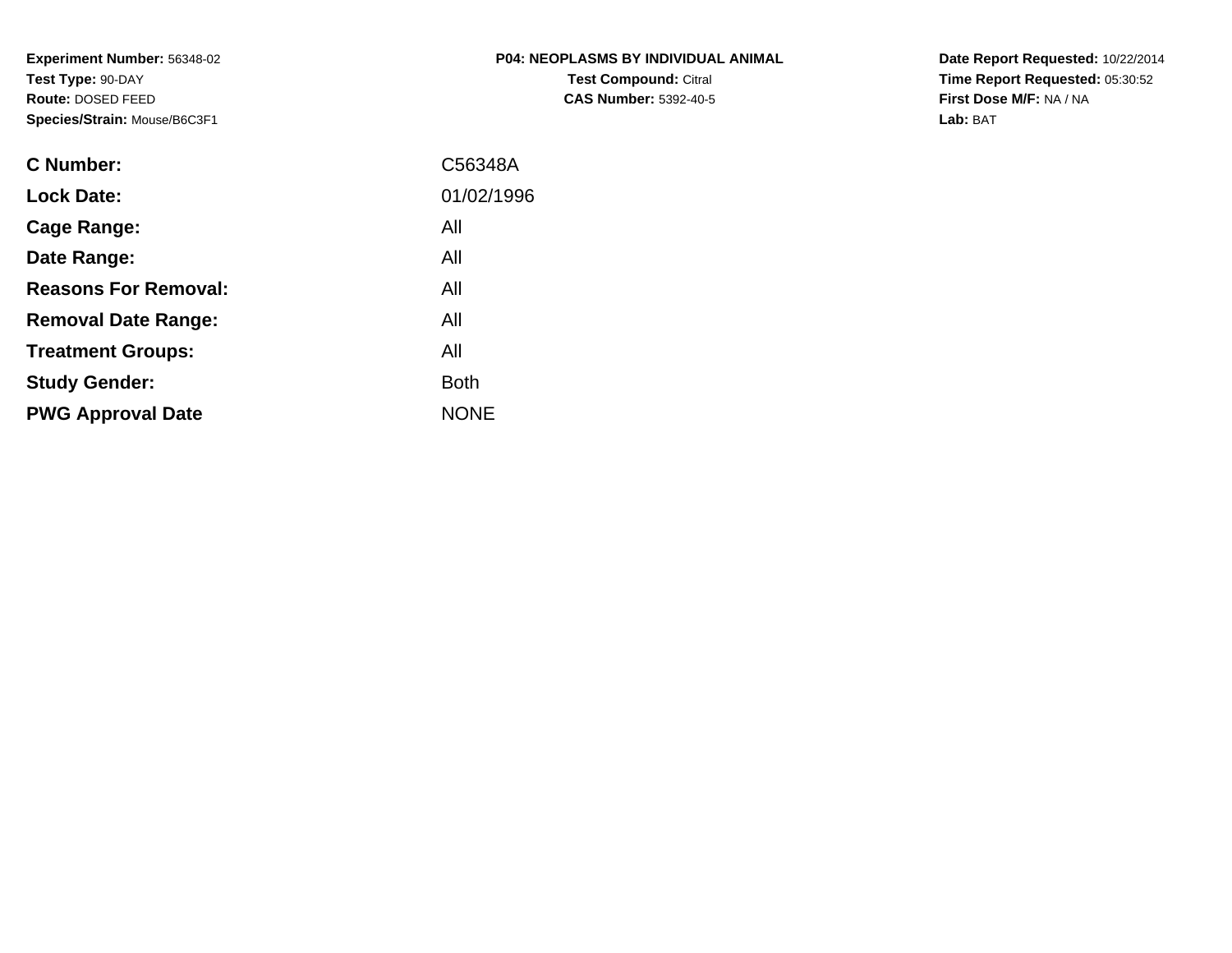**Experiment Number:** 56348-02
**Test Type:** 90-DAY
**Route:** DOSED FEED
**Species/Strain:** Mouse/B6C3F1

**P04: NEOPLASMS BY INDIVIDUAL ANIMAL**
**Test Compound:** Citral
**CAS Number:** 5392-40-5

**Date Report Requested:** 10/22/2014
**Time Report Requested:** 05:30:52
**First Dose M/F:** NA / NA
**Lab:** BAT

| | |
|---|---|
| **C Number:** | C56348A |
| **Lock Date:** | 01/02/1996 |
| **Cage Range:** | All |
| **Date Range:** | All |
| **Reasons For Removal:** | All |
| **Removal Date Range:** | All |
| **Treatment Groups:** | All |
| **Study Gender:** | Both |
| **PWG Approval Date** | NONE |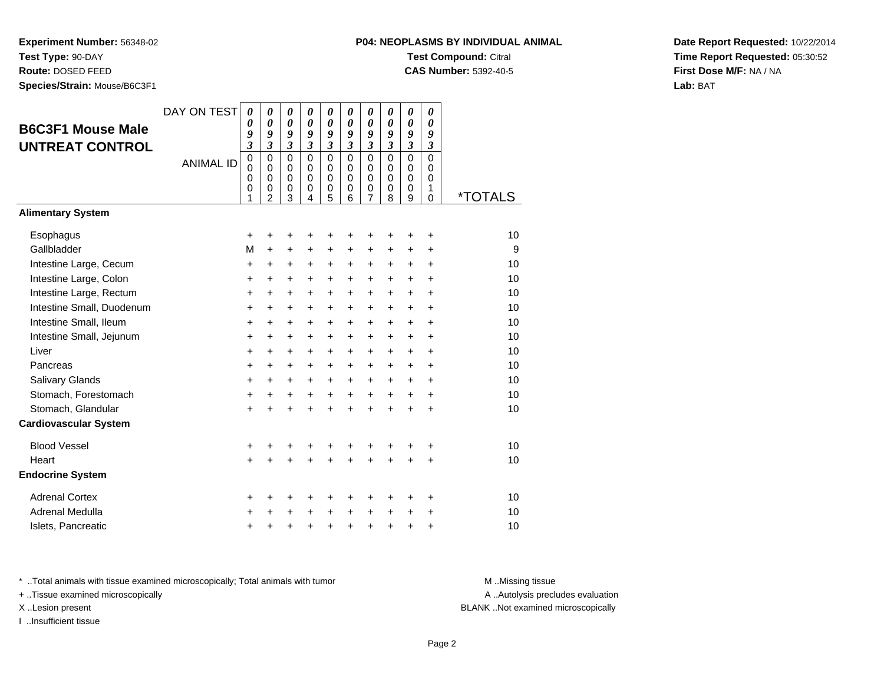**Experiment Number:** 56348-02
**Test Type:** 90-DAY
**Route:** DOSED FEED
**Species/Strain:** Mouse/B6C3F1

**P04: NEOPLASMS BY INDIVIDUAL ANIMAL**
**Test Compound:** Citral
**CAS Number:** 5392-40-5

**Date Report Requested:** 10/22/2014
**Time Report Requested:** 05:30:52
**First Dose M/F:** NA / NA
**Lab:** BAT

## B6C3F1 Mouse Male UNTREAT CONTROL

| DAY ON TEST | 0093 | 0093 | 0093 | 0093 | 0093 | 0093 | 0093 | 0093 | 0093 | 0093 | |
|---|---|---|---|---|---|---|---|---|---|---|---|
| **ANIMAL ID** | 00001 | 00002 | 00003 | 00004 | 00005 | 00006 | 00007 | 00008 | 00009 | 00010 | ***TOTALS** |
| **Alimentary System** | | | | | | | | | | | |
| Esophagus | + | + | + | + | + | + | + | + | + | + | 10 |
| Gallbladder | M | + | + | + | + | + | + | + | + | + | 9 |
| Intestine Large, Cecum | + | + | + | + | + | + | + | + | + | + | 10 |
| Intestine Large, Colon | + | + | + | + | + | + | + | + | + | + | 10 |
| Intestine Large, Rectum | + | + | + | + | + | + | + | + | + | + | 10 |
| Intestine Small, Duodenum | + | + | + | + | + | + | + | + | + | + | 10 |
| Intestine Small, Ileum | + | + | + | + | + | + | + | + | + | + | 10 |
| Intestine Small, Jejunum | + | + | + | + | + | + | + | + | + | + | 10 |
| Liver | + | + | + | + | + | + | + | + | + | + | 10 |
| Pancreas | + | + | + | + | + | + | + | + | + | + | 10 |
| Salivary Glands | + | + | + | + | + | + | + | + | + | + | 10 |
| Stomach, Forestomach | + | + | + | + | + | + | + | + | + | + | 10 |
| Stomach, Glandular | + | + | + | + | + | + | + | + | + | + | 10 |
| **Cardiovascular System** | | | | | | | | | | | |
| Blood Vessel | + | + | + | + | + | + | + | + | + | + | 10 |
| Heart | + | + | + | + | + | + | + | + | + | + | 10 |
| **Endocrine System** | | | | | | | | | | | |
| Adrenal Cortex | + | + | + | + | + | + | + | + | + | + | 10 |
| Adrenal Medulla | + | + | + | + | + | + | + | + | + | + | 10 |
| Islets, Pancreatic | + | + | + | + | + | + | + | + | + | + | 10 |

\* ..Total animals with tissue examined microscopically; Total animals with tumor
\+ ..Tissue examined microscopically
X ..Lesion present
I ..Insufficient tissue

M ..Missing tissue
A ..Autolysis precludes evaluation
BLANK ..Not examined microscopically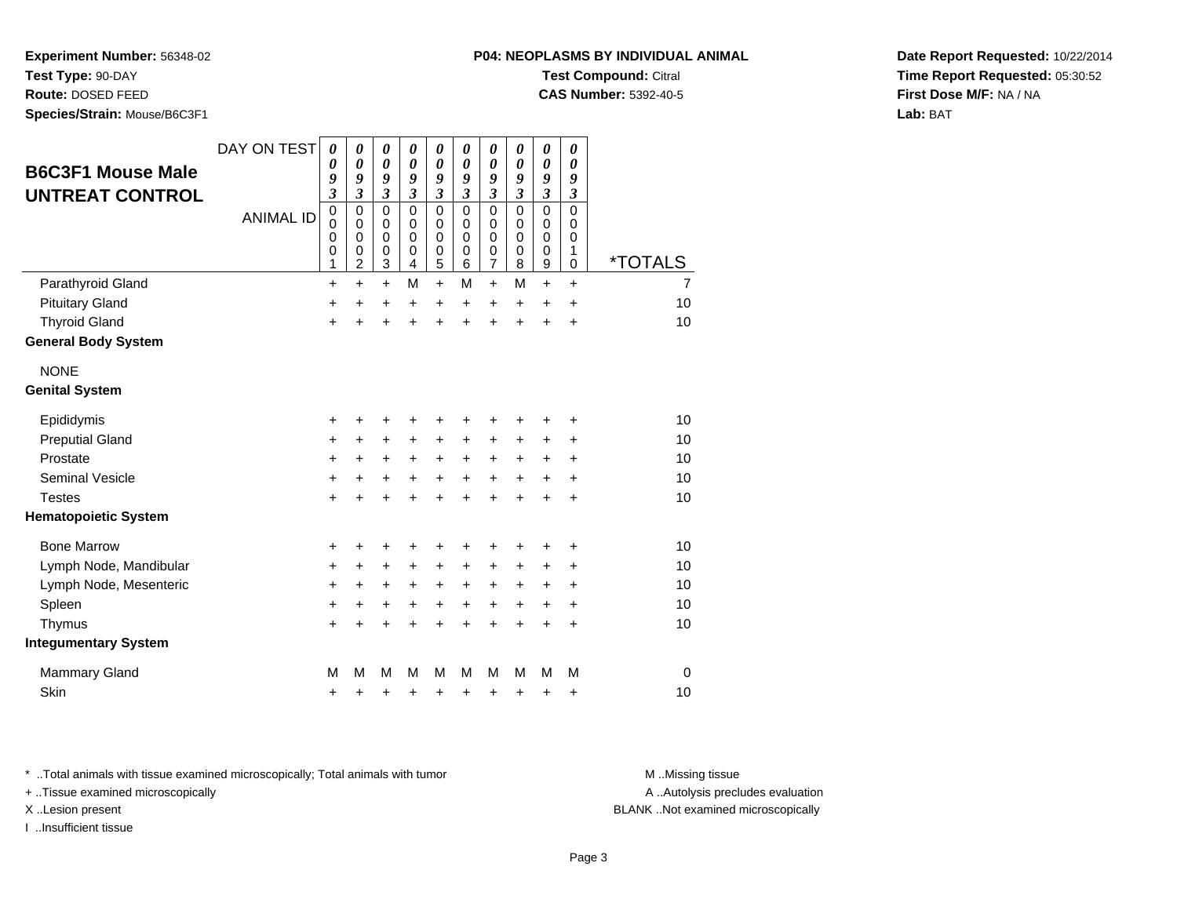**Experiment Number:** 56348-02
**Test Type:** 90-DAY
**Route:** DOSED FEED
**Species/Strain:** Mouse/B6C3F1

**P04: NEOPLASMS BY INDIVIDUAL ANIMAL**
**Test Compound:** Citral
**CAS Number:** 5392-40-5

**Date Report Requested:** 10/22/2014
**Time Report Requested:** 05:30:52
**First Dose M/F:** NA / NA
**Lab:** BAT

## B6C3F1 Mouse Male UNTREAT CONTROL

| DAY ON TEST | 0093 | 0093 | 0093 | 0093 | 0093 | 0093 | 0093 | 0093 | 0093 | 0093 | |
|---|---|---|---|---|---|---|---|---|---|---|---|
| ANIMAL ID | 00001 | 00002 | 00003 | 00004 | 00005 | 00006 | 00007 | 00008 | 00009 | 00010 | *TOTALS |
| Parathyroid Gland | + | + | + | M | + | M | + | M | + | + | 7 |
| Pituitary Gland | + | + | + | + | + | + | + | + | + | + | 10 |
| Thyroid Gland | + | + | + | + | + | + | + | + | + | + | 10 |
| **General Body System** | | | | | | | | | | | |
| NONE | | | | | | | | | | | |
| **Genital System** | | | | | | | | | | | |
| Epididymis | + | + | + | + | + | + | + | + | + | + | 10 |
| Preputial Gland | + | + | + | + | + | + | + | + | + | + | 10 |
| Prostate | + | + | + | + | + | + | + | + | + | + | 10 |
| Seminal Vesicle | + | + | + | + | + | + | + | + | + | + | 10 |
| Testes | + | + | + | + | + | + | + | + | + | + | 10 |
| **Hematopoietic System** | | | | | | | | | | | |
| Bone Marrow | + | + | + | + | + | + | + | + | + | + | 10 |
| Lymph Node, Mandibular | + | + | + | + | + | + | + | + | + | + | 10 |
| Lymph Node, Mesenteric | + | + | + | + | + | + | + | + | + | + | 10 |
| Spleen | + | + | + | + | + | + | + | + | + | + | 10 |
| Thymus | + | + | + | + | + | + | + | + | + | + | 10 |
| **Integumentary System** | | | | | | | | | | | |
| Mammary Gland | M | M | M | M | M | M | M | M | M | M | 0 |
| Skin | + | + | + | + | + | + | + | + | + | + | 10 |

* ..Total animals with tissue examined microscopically; Total animals with tumor
+ ..Tissue examined microscopically
X ..Lesion present
I ..Insufficient tissue

M ..Missing tissue
A ..Autolysis precludes evaluation
BLANK ..Not examined microscopically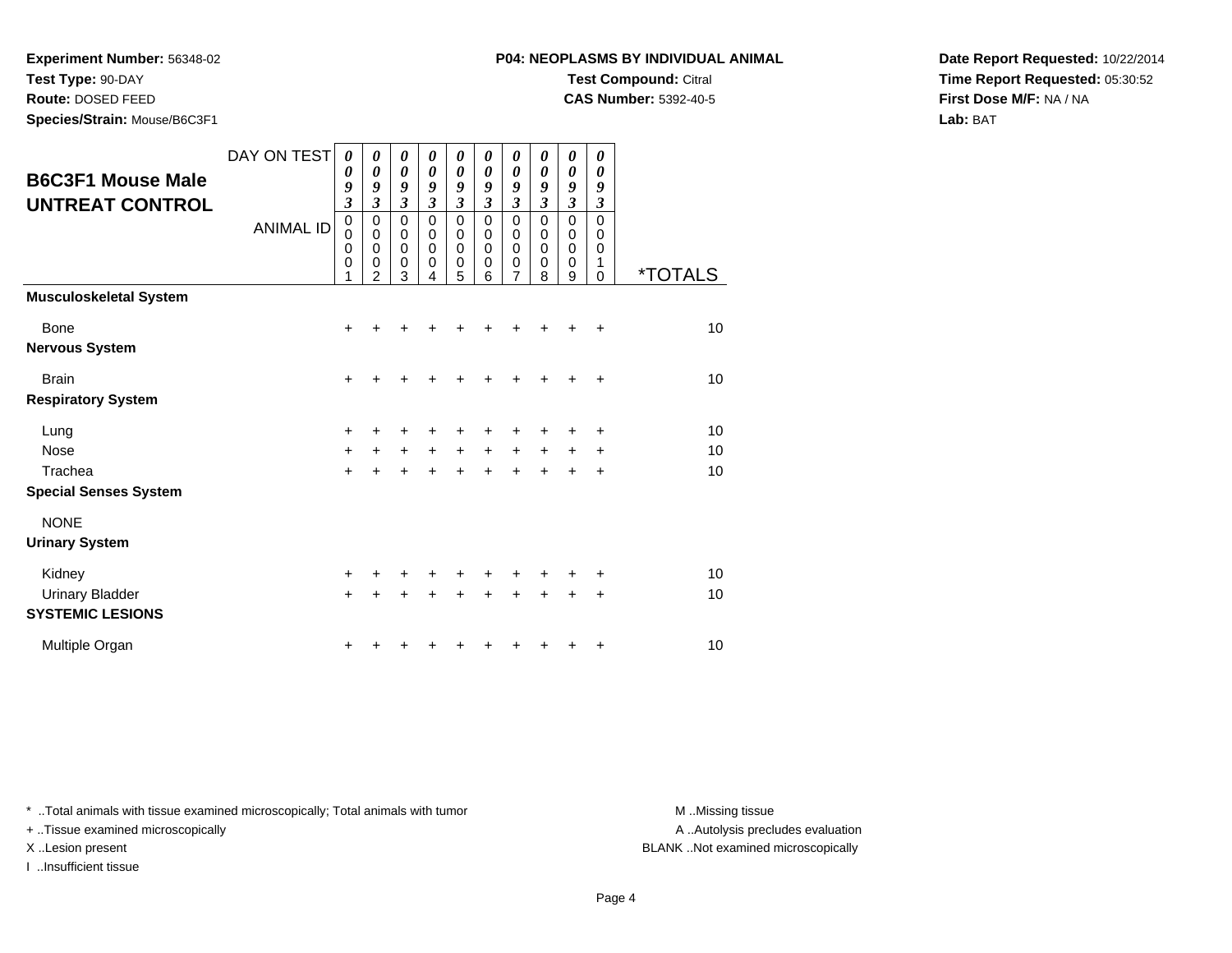**Experiment Number:** 56348-02
**Test Type:** 90-DAY
**Route:** DOSED FEED
**Species/Strain:** Mouse/B6C3F1

**P04: NEOPLASMS BY INDIVIDUAL ANIMAL**
**Test Compound:** Citral
**CAS Number:** 5392-40-5

**Date Report Requested:** 10/22/2014
**Time Report Requested:** 05:30:52
**First Dose M/F:** NA / NA
**Lab:** BAT

## B6C3F1 Mouse Male UNTREAT CONTROL

| DAY ON TEST | 0093 | 0093 | 0093 | 0093 | 0093 | 0093 | 0093 | 0093 | 0093 | 0093 | |
|---|---|---|---|---|---|---|---|---|---|---|---|
| ANIMAL ID | 00001 | 00002 | 00003 | 00004 | 00005 | 00006 | 00007 | 00008 | 00009 | 00010 | *TOTALS |
| **Musculoskeletal System** | | | | | | | | | | | |
| Bone | + | + | + | + | + | + | + | + | + | + | 10 |
| **Nervous System** | | | | | | | | | | | |
| Brain | + | + | + | + | + | + | + | + | + | + | 10 |
| **Respiratory System** | | | | | | | | | | | |
| Lung | + | + | + | + | + | + | + | + | + | + | 10 |
| Nose | + | + | + | + | + | + | + | + | + | + | 10 |
| Trachea | + | + | + | + | + | + | + | + | + | + | 10 |
| **Special Senses System** | | | | | | | | | | | |
| NONE | | | | | | | | | | | |
| **Urinary System** | | | | | | | | | | | |
| Kidney | + | + | + | + | + | + | + | + | + | + | 10 |
| Urinary Bladder | + | + | + | + | + | + | + | + | + | + | 10 |
| **SYSTEMIC LESIONS** | | | | | | | | | | | |
| Multiple Organ | + | + | + | + | + | + | + | + | + | + | 10 |

* ..Total animals with tissue examined microscopically; Total animals with tumor
+ ..Tissue examined microscopically
X ..Lesion present
I ..Insufficient tissue

M ..Missing tissue
A ..Autolysis precludes evaluation
BLANK ..Not examined microscopically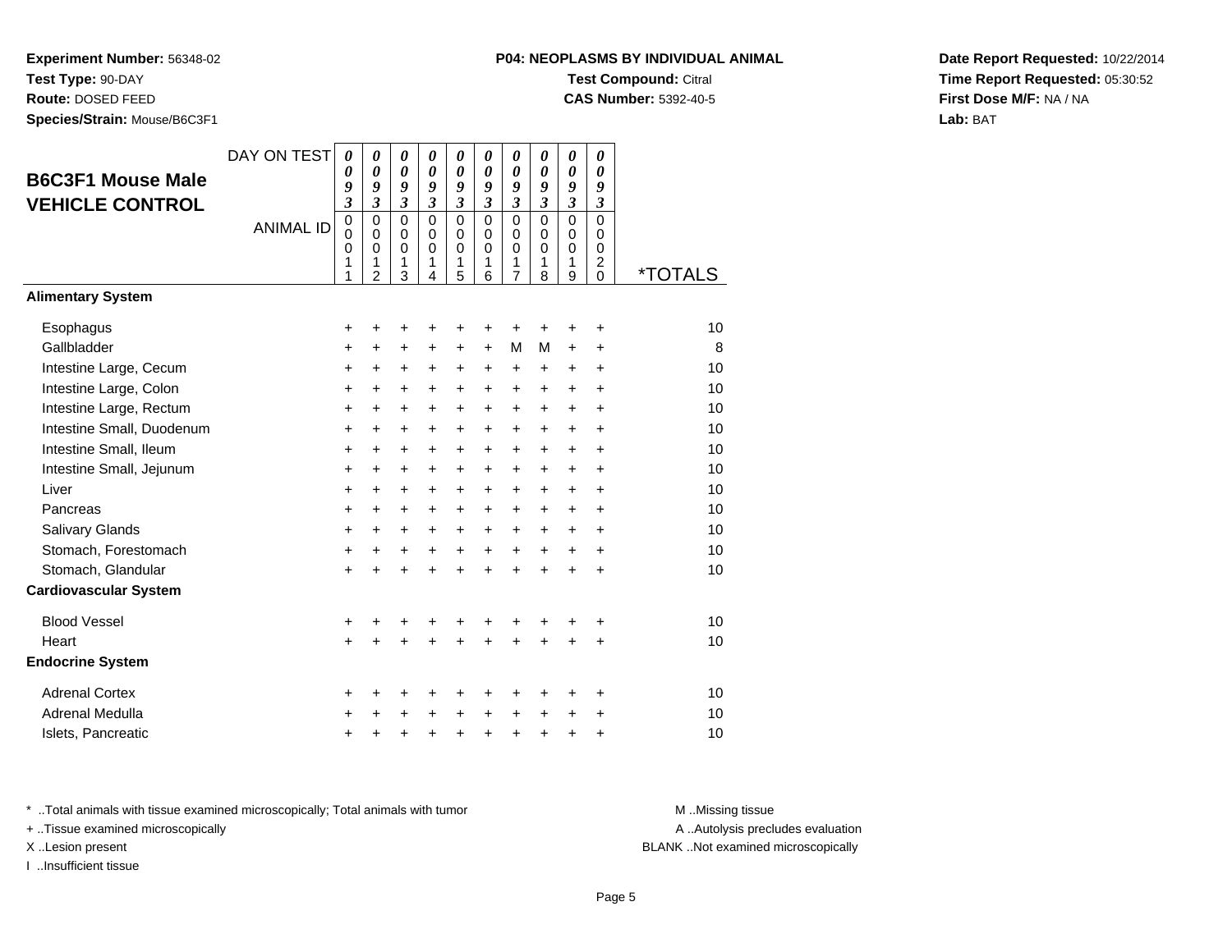**Experiment Number:** 56348-02
**Test Type:** 90-DAY
**Route:** DOSED FEED
**Species/Strain:** Mouse/B6C3F1

**P04: NEOPLASMS BY INDIVIDUAL ANIMAL**
**Test Compound:** Citral
**CAS Number:** 5392-40-5

**Date Report Requested:** 10/22/2014
**Time Report Requested:** 05:30:52
**First Dose M/F:** NA / NA
**Lab:** BAT

## B6C3F1 Mouse Male VEHICLE CONTROL

| DAY ON TEST | 0093 | 0093 | 0093 | 0093 | 0093 | 0093 | 0093 | 0093 | 0093 | 0093 | |
|---|---|---|---|---|---|---|---|---|---|---|---|
| ANIMAL ID | 00011 | 00012 | 00013 | 00014 | 00015 | 00016 | 00017 | 00018 | 00019 | 00020 | *TOTALS |
| **Alimentary System** | | | | | | | | | | | |
| Esophagus | + | + | + | + | + | + | + | + | + | + | 10 |
| Gallbladder | + | + | + | + | + | + | M | M | + | + | 8 |
| Intestine Large, Cecum | + | + | + | + | + | + | + | + | + | + | 10 |
| Intestine Large, Colon | + | + | + | + | + | + | + | + | + | + | 10 |
| Intestine Large, Rectum | + | + | + | + | + | + | + | + | + | + | 10 |
| Intestine Small, Duodenum | + | + | + | + | + | + | + | + | + | + | 10 |
| Intestine Small, Ileum | + | + | + | + | + | + | + | + | + | + | 10 |
| Intestine Small, Jejunum | + | + | + | + | + | + | + | + | + | + | 10 |
| Liver | + | + | + | + | + | + | + | + | + | + | 10 |
| Pancreas | + | + | + | + | + | + | + | + | + | + | 10 |
| Salivary Glands | + | + | + | + | + | + | + | + | + | + | 10 |
| Stomach, Forestomach | + | + | + | + | + | + | + | + | + | + | 10 |
| Stomach, Glandular | + | + | + | + | + | + | + | + | + | + | 10 |
| **Cardiovascular System** | | | | | | | | | | | |
| Blood Vessel | + | + | + | + | + | + | + | + | + | + | 10 |
| Heart | + | + | + | + | + | + | + | + | + | + | 10 |
| **Endocrine System** | | | | | | | | | | | |
| Adrenal Cortex | + | + | + | + | + | + | + | + | + | + | 10 |
| Adrenal Medulla | + | + | + | + | + | + | + | + | + | + | 10 |
| Islets, Pancreatic | + | + | + | + | + | + | + | + | + | + | 10 |

* ..Total animals with tissue examined microscopically; Total animals with tumor
+ ..Tissue examined microscopically
X ..Lesion present
I ..Insufficient tissue

M ..Missing tissue
A ..Autolysis precludes evaluation
BLANK ..Not examined microscopically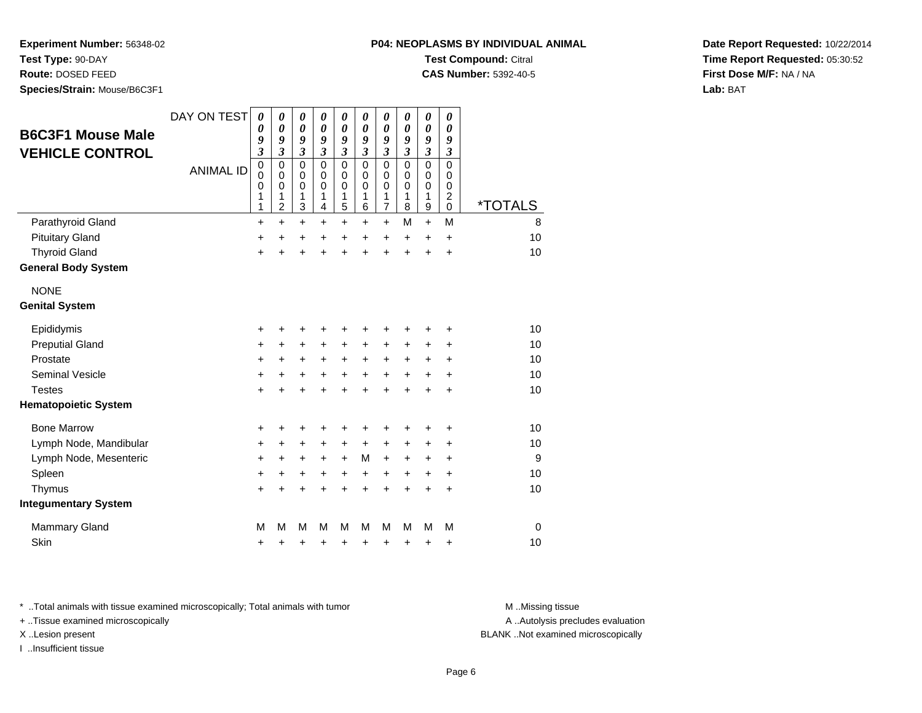**Experiment Number:** 56348-02
**Test Type:** 90-DAY
**Route:** DOSED FEED
**Species/Strain:** Mouse/B6C3F1

**P04: NEOPLASMS BY INDIVIDUAL ANIMAL**
**Test Compound:** Citral
**CAS Number:** 5392-40-5

**Date Report Requested:** 10/22/2014
**Time Report Requested:** 05:30:52
**First Dose M/F:** NA / NA
**Lab:** BAT

## B6C3F1 Mouse Male VEHICLE CONTROL

| DAY ON TEST | 0093 | 0093 | 0093 | 0093 | 0093 | 0093 | 0093 | 0093 | 0093 | 0093 | |
|---|---|---|---|---|---|---|---|---|---|---|---|
| **ANIMAL ID** | 00011 | 00012 | 00013 | 00014 | 00015 | 00016 | 00017 | 00018 | 00019 | 00020 | ***TOTALS** |
| Parathyroid Gland | + | + | + | + | + | + | + | M | + | M | 8 |
| Pituitary Gland | + | + | + | + | + | + | + | + | + | + | 10 |
| Thyroid Gland | + | + | + | + | + | + | + | + | + | + | 10 |
| **General Body System** | | | | | | | | | | | |
| NONE | | | | | | | | | | | |
| **Genital System** | | | | | | | | | | | |
| Epididymis | + | + | + | + | + | + | + | + | + | + | 10 |
| Preputial Gland | + | + | + | + | + | + | + | + | + | + | 10 |
| Prostate | + | + | + | + | + | + | + | + | + | + | 10 |
| Seminal Vesicle | + | + | + | + | + | + | + | + | + | + | 10 |
| Testes | + | + | + | + | + | + | + | + | + | + | 10 |
| **Hematopoietic System** | | | | | | | | | | | |
| Bone Marrow | + | + | + | + | + | + | + | + | + | + | 10 |
| Lymph Node, Mandibular | + | + | + | + | + | + | + | + | + | + | 10 |
| Lymph Node, Mesenteric | + | + | + | + | + | M | + | + | + | + | 9 |
| Spleen | + | + | + | + | + | + | + | + | + | + | 10 |
| Thymus | + | + | + | + | + | + | + | + | + | + | 10 |
| **Integumentary System** | | | | | | | | | | | |
| Mammary Gland | M | M | M | M | M | M | M | M | M | M | 0 |
| Skin | + | + | + | + | + | + | + | + | + | + | 10 |

* ..Total animals with tissue examined microscopically; Total animals with tumor
+ ..Tissue examined microscopically
X ..Lesion present
I ..Insufficient tissue

M ..Missing tissue
A ..Autolysis precludes evaluation
BLANK ..Not examined microscopically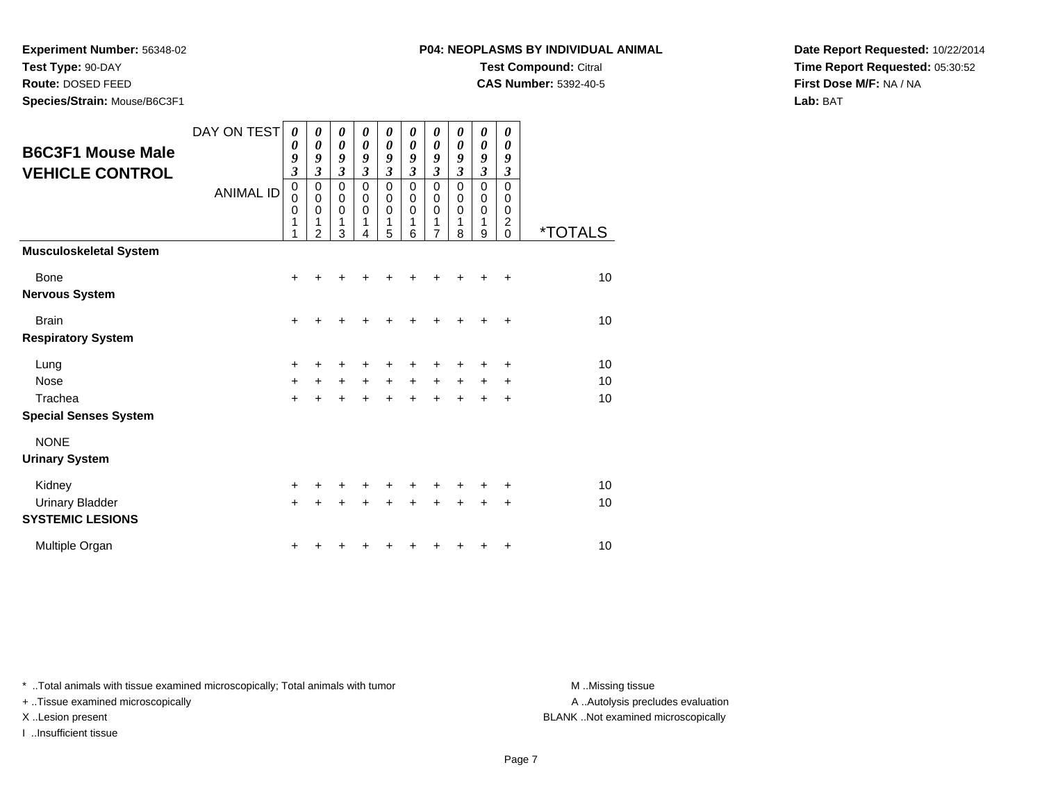**Experiment Number:** 56348-02
**Test Type:** 90-DAY
**Route:** DOSED FEED
**Species/Strain:** Mouse/B6C3F1

**P04: NEOPLASMS BY INDIVIDUAL ANIMAL**
**Test Compound:** Citral
**CAS Number:** 5392-40-5

**Date Report Requested:** 10/22/2014
**Time Report Requested:** 05:30:52
**First Dose M/F:** NA / NA
**Lab:** BAT

## B6C3F1 Mouse Male VEHICLE CONTROL

| DAY ON TEST | 0093 | 0093 | 0093 | 0093 | 0093 | 0093 | 0093 | 0093 | 0093 | 0093 | |
|---|---|---|---|---|---|---|---|---|---|---|---|
| **ANIMAL ID** | 00011 | 00012 | 00013 | 00014 | 00015 | 00016 | 00017 | 00018 | 00019 | 00020 | ***TOTALS** |
| **Musculoskeletal System** | | | | | | | | | | | |
| Bone | + | + | + | + | + | + | + | + | + | + | 10 |
| **Nervous System** | | | | | | | | | | | |
| Brain | + | + | + | + | + | + | + | + | + | + | 10 |
| **Respiratory System** | | | | | | | | | | | |
| Lung | + | + | + | + | + | + | + | + | + | + | 10 |
| Nose | + | + | + | + | + | + | + | + | + | + | 10 |
| Trachea | + | + | + | + | + | + | + | + | + | + | 10 |
| **Special Senses System** | | | | | | | | | | | |
| NONE | | | | | | | | | | | |
| **Urinary System** | | | | | | | | | | | |
| Kidney | + | + | + | + | + | + | + | + | + | + | 10 |
| Urinary Bladder | + | + | + | + | + | + | + | + | + | + | 10 |
| **SYSTEMIC LESIONS** | | | | | | | | | | | |
| Multiple Organ | + | + | + | + | + | + | + | + | + | + | 10 |

* ..Total animals with tissue examined microscopically; Total animals with tumor
+ ..Tissue examined microscopically
X ..Lesion present
I ..Insufficient tissue

M ..Missing tissue
A ..Autolysis precludes evaluation
BLANK ..Not examined microscopically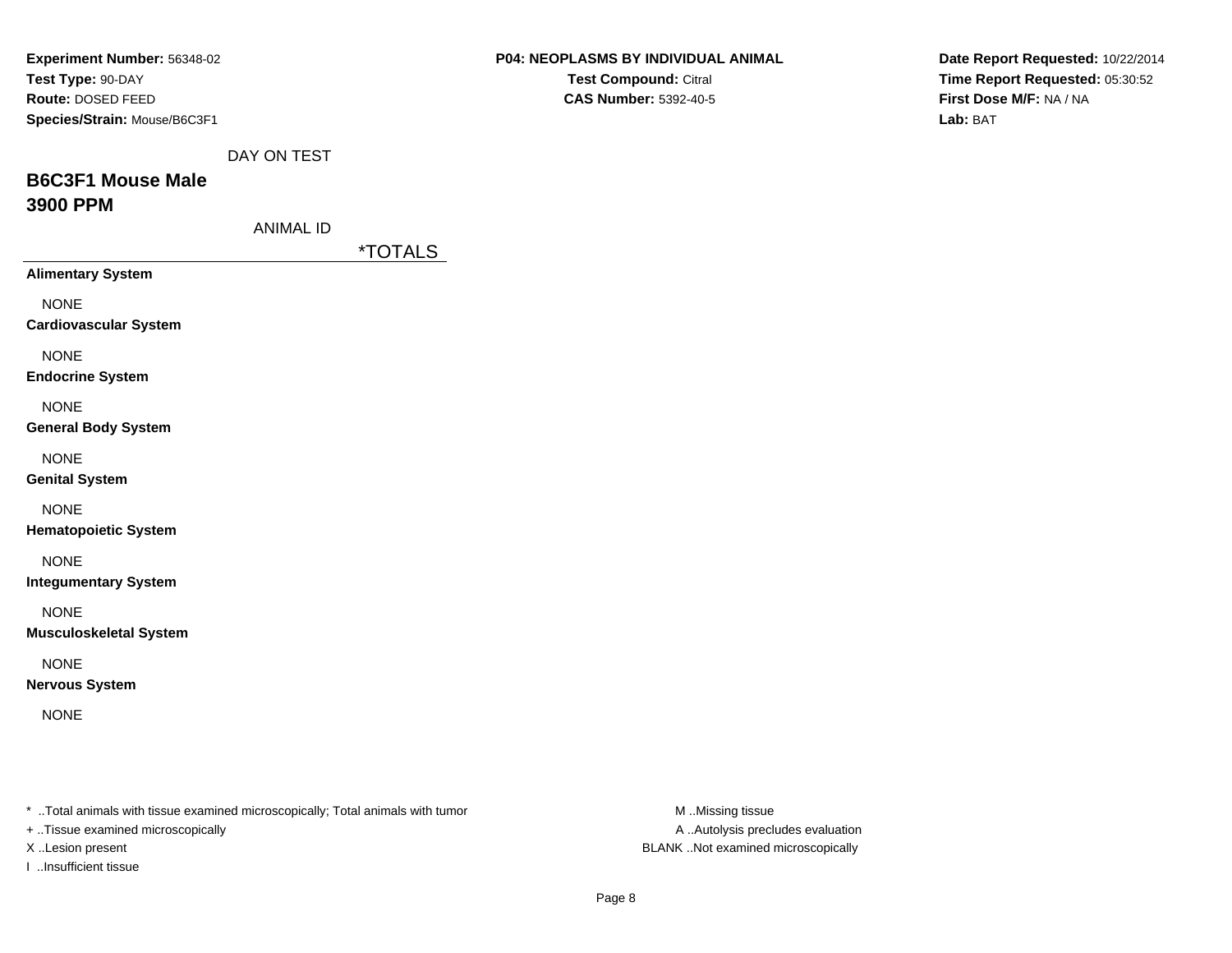**Experiment Number:** 56348-02
**Test Type:** 90-DAY
**Route:** DOSED FEED
**Species/Strain:** Mouse/B6C3F1

**P04: NEOPLASMS BY INDIVIDUAL ANIMAL**
**Test Compound:** Citral
**CAS Number:** 5392-40-5

**Date Report Requested:** 10/22/2014
**Time Report Requested:** 05:30:52
**First Dose M/F:** NA / NA
**Lab:** BAT

DAY ON TEST

## B6C3F1 Mouse Male
## 3900 PPM

ANIMAL ID

| | *TOTALS |
|---|---|
| **Alimentary System** | |
| NONE | |
| **Cardiovascular System** | |
| NONE | |
| **Endocrine System** | |
| NONE | |
| **General Body System** | |
| NONE | |
| **Genital System** | |
| NONE | |
| **Hematopoietic System** | |
| NONE | |
| **Integumentary System** | |
| NONE | |
| **Musculoskeletal System** | |
| NONE | |
| **Nervous System** | |
| NONE | |

* ..Total animals with tissue examined microscopically; Total animals with tumor
+ ..Tissue examined microscopically
X ..Lesion present
I ..Insufficient tissue

M ..Missing tissue
A ..Autolysis precludes evaluation
BLANK ..Not examined microscopically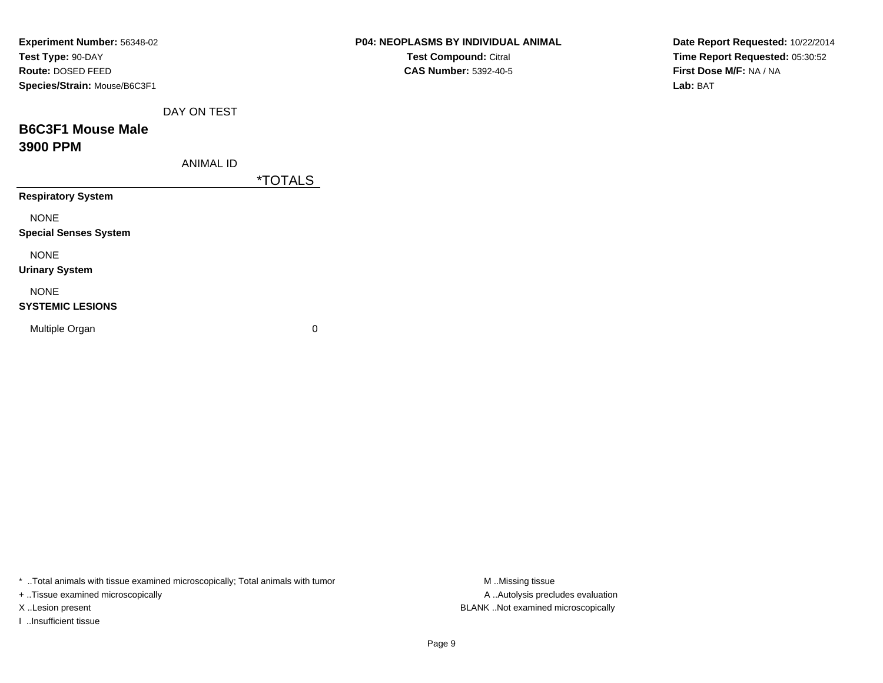**Experiment Number:** 56348-02
**Test Type:** 90-DAY
**Route:** DOSED FEED
**Species/Strain:** Mouse/B6C3F1

**P04: NEOPLASMS BY INDIVIDUAL ANIMAL**
**Test Compound:** Citral
**CAS Number:** 5392-40-5

**Date Report Requested:** 10/22/2014
**Time Report Requested:** 05:30:52
**First Dose M/F:** NA / NA
**Lab:** BAT

## B6C3F1 Mouse Male
## 3900 PPM

| DAY ON TEST / ANIMAL ID | *TOTALS |
|---|---|
| **Respiratory System** | |
| NONE | |
| **Special Senses System** | |
| NONE | |
| **Urinary System** | |
| NONE | |
| **SYSTEMIC LESIONS** | |
| Multiple Organ | 0 |

* ..Total animals with tissue examined microscopically; Total animals with tumor
+ ..Tissue examined microscopically
X ..Lesion present
I ..Insufficient tissue

M ..Missing tissue
A ..Autolysis precludes evaluation
BLANK ..Not examined microscopically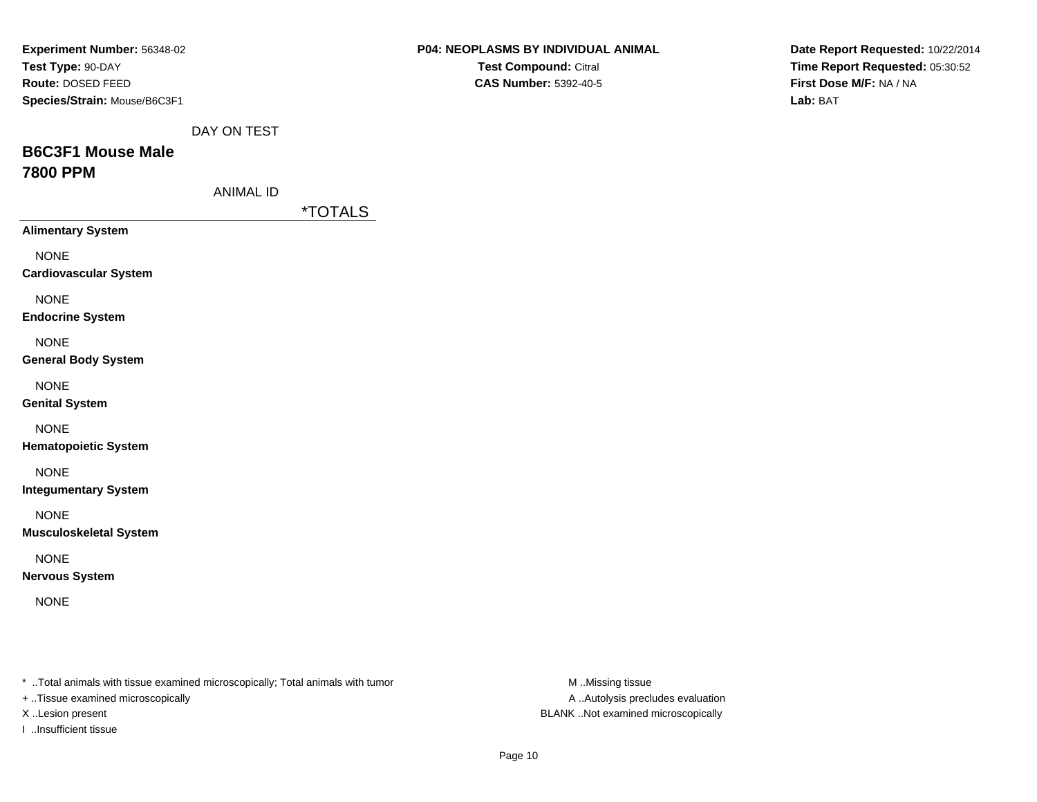**Experiment Number:** 56348-02
**Test Type:** 90-DAY
**Route:** DOSED FEED
**Species/Strain:** Mouse/B6C3F1

**P04: NEOPLASMS BY INDIVIDUAL ANIMAL**
**Test Compound:** Citral
**CAS Number:** 5392-40-5

**Date Report Requested:** 10/22/2014
**Time Report Requested:** 05:30:52
**First Dose M/F:** NA / NA
**Lab:** BAT

DAY ON TEST

## B6C3F1 Mouse Male
## 7800 PPM

ANIMAL ID

*TOTALS

**Alimentary System**

NONE

**Cardiovascular System**

NONE

**Endocrine System**

NONE

**General Body System**

NONE

**Genital System**

NONE

**Hematopoietic System**

NONE

**Integumentary System**

NONE

**Musculoskeletal System**

NONE

**Nervous System**

NONE

* ..Total animals with tissue examined microscopically; Total animals with tumor
+ ..Tissue examined microscopically
X ..Lesion present
I ..Insufficient tissue

M ..Missing tissue
A ..Autolysis precludes evaluation
BLANK ..Not examined microscopically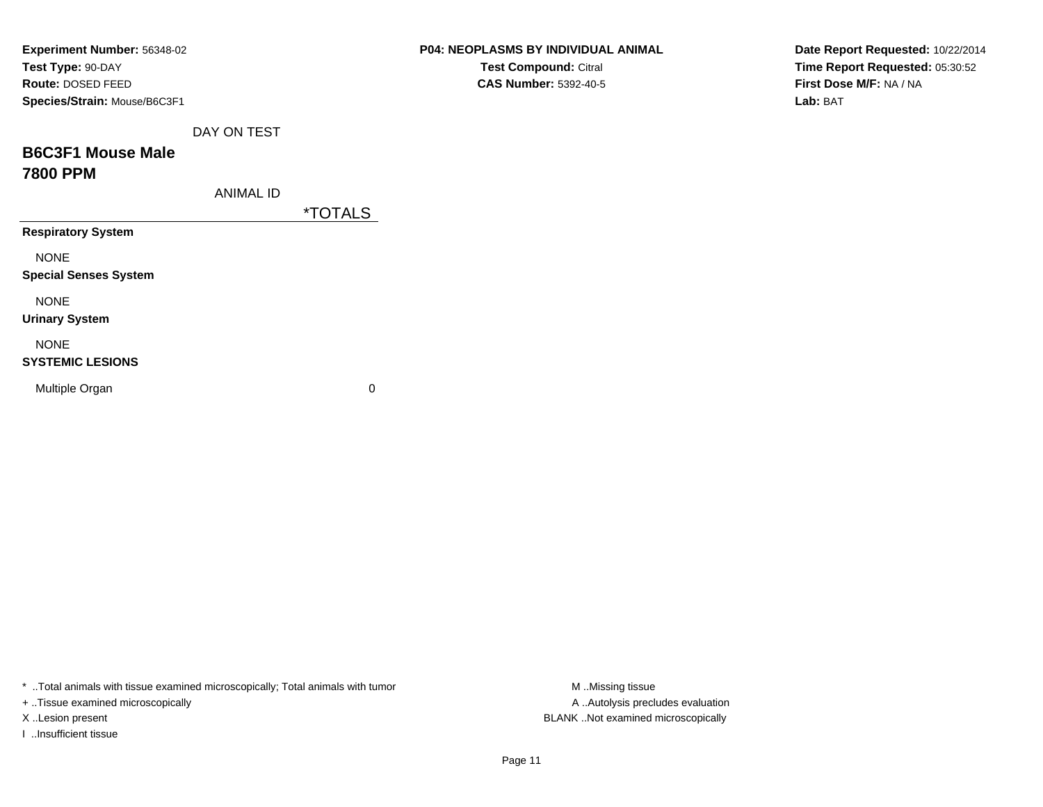**Experiment Number:** 56348-02
**Test Type:** 90-DAY
**Route:** DOSED FEED
**Species/Strain:** Mouse/B6C3F1

**P04: NEOPLASMS BY INDIVIDUAL ANIMAL**
**Test Compound:** Citral
**CAS Number:** 5392-40-5

**Date Report Requested:** 10/22/2014
**Time Report Requested:** 05:30:52
**First Dose M/F:** NA / NA
**Lab:** BAT

## B6C3F1 Mouse Male
## 7800 PPM

| DAY ON TEST / ANIMAL ID | *TOTALS |
|---|---|
| **Respiratory System** | |
| NONE | |
| **Special Senses System** | |
| NONE | |
| **Urinary System** | |
| NONE | |
| **SYSTEMIC LESIONS** | |
| Multiple Organ | 0 |

* ..Total animals with tissue examined microscopically; Total animals with tumor
+ ..Tissue examined microscopically
X ..Lesion present
I ..Insufficient tissue

M ..Missing tissue
A ..Autolysis precludes evaluation
BLANK ..Not examined microscopically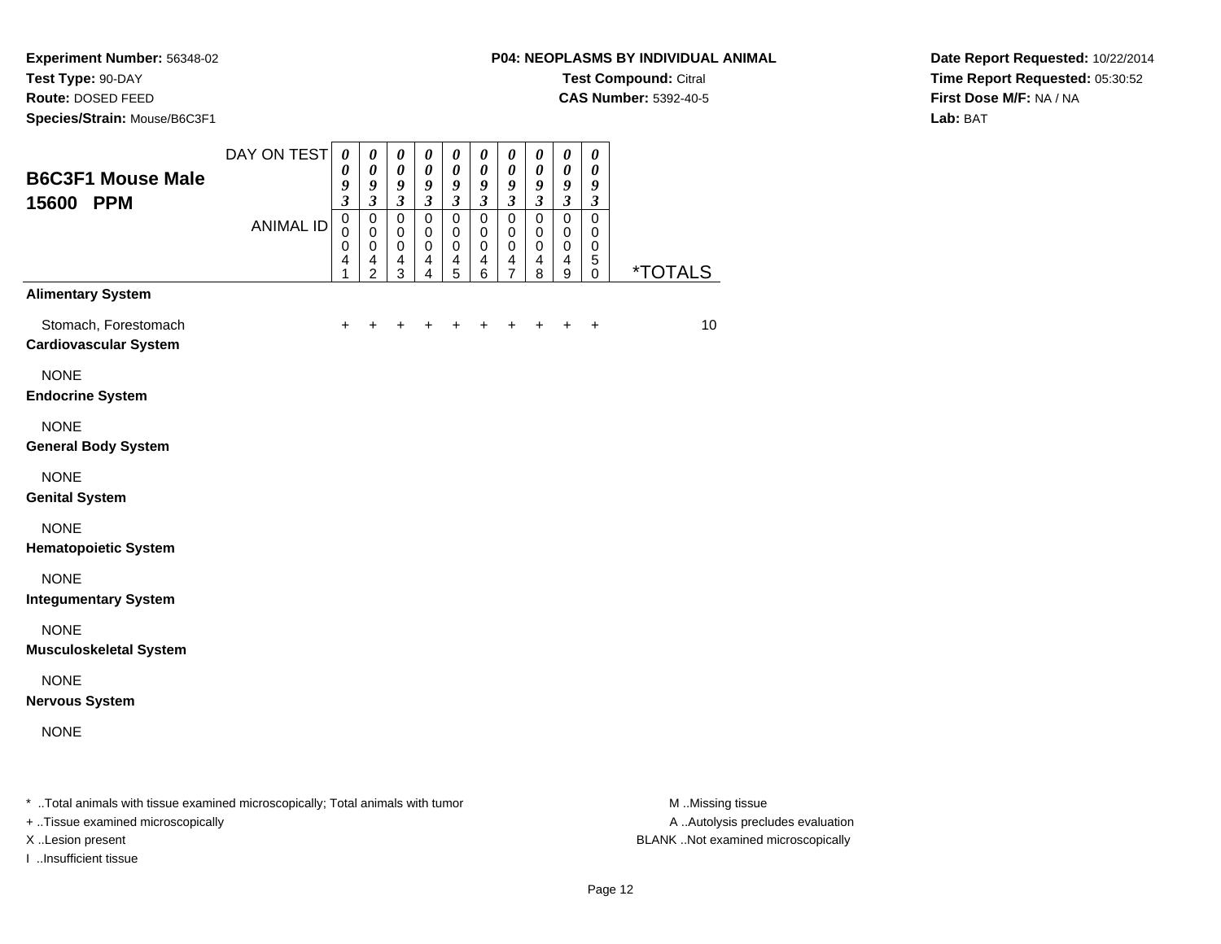**Experiment Number:** 56348-02
**Test Type:** 90-DAY
**Route:** DOSED FEED
**Species/Strain:** Mouse/B6C3F1

**P04: NEOPLASMS BY INDIVIDUAL ANIMAL**
**Test Compound:** Citral
**CAS Number:** 5392-40-5

**Date Report Requested:** 10/22/2014
**Time Report Requested:** 05:30:52
**First Dose M/F:** NA / NA
**Lab:** BAT

## B6C3F1 Mouse Male 15600 PPM

| DAY ON TEST | 0093 | 0093 | 0093 | 0093 | 0093 | 0093 | 0093 | 0093 | 0093 | 0093 | |
|---|---|---|---|---|---|---|---|---|---|---|---|
| ANIMAL ID | 00041 | 00042 | 00043 | 00044 | 00045 | 00046 | 00047 | 00048 | 00049 | 00050 | *TOTALS |
| **Alimentary System** | | | | | | | | | | | |
| Stomach, Forestomach | + | + | + | + | + | + | + | + | + | + | 10 |
| **Cardiovascular System** | | | | | | | | | | | |
| NONE | | | | | | | | | | | |
| **Endocrine System** | | | | | | | | | | | |
| NONE | | | | | | | | | | | |
| **General Body System** | | | | | | | | | | | |
| NONE | | | | | | | | | | | |
| **Genital System** | | | | | | | | | | | |
| NONE | | | | | | | | | | | |
| **Hematopoietic System** | | | | | | | | | | | |
| NONE | | | | | | | | | | | |
| **Integumentary System** | | | | | | | | | | | |
| NONE | | | | | | | | | | | |
| **Musculoskeletal System** | | | | | | | | | | | |
| NONE | | | | | | | | | | | |
| **Nervous System** | | | | | | | | | | | |
| NONE | | | | | | | | | | | |

* ..Total animals with tissue examined microscopically; Total animals with tumor
+ ..Tissue examined microscopically
X ..Lesion present
I ..Insufficient tissue

M ..Missing tissue
A ..Autolysis precludes evaluation
BLANK ..Not examined microscopically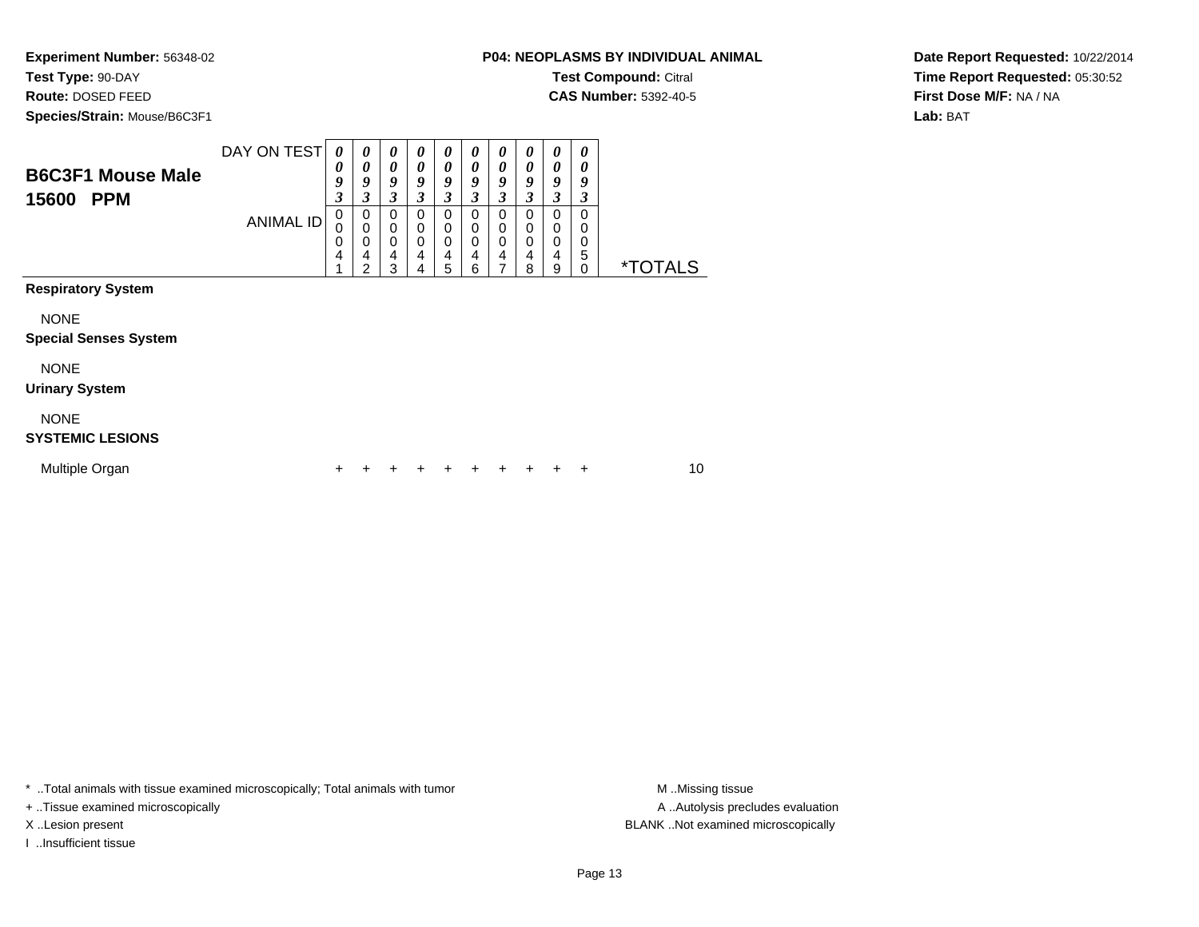**Experiment Number:** 56348-02
**Test Type:** 90-DAY
**Route:** DOSED FEED
**Species/Strain:** Mouse/B6C3F1

**P04: NEOPLASMS BY INDIVIDUAL ANIMAL**
**Test Compound:** Citral
**CAS Number:** 5392-40-5

**Date Report Requested:** 10/22/2014
**Time Report Requested:** 05:30:52
**First Dose M/F:** NA / NA
**Lab:** BAT

## B6C3F1 Mouse Male 15600 PPM

| | | | | | | | | | | | |
|---|---|---|---|---|---|---|---|---|---|---|---|
| DAY ON TEST | 0093 | 0093 | 0093 | 0093 | 0093 | 0093 | 0093 | 0093 | 0093 | 0093 | |
| ANIMAL ID | 00041 | 00042 | 00043 | 00044 | 00045 | 00046 | 00047 | 00048 | 00049 | 00050 | *TOTALS |
| **Respiratory System** | | | | | | | | | | | |
| NONE | | | | | | | | | | | |
| **Special Senses System** | | | | | | | | | | | |
| NONE | | | | | | | | | | | |
| **Urinary System** | | | | | | | | | | | |
| NONE | | | | | | | | | | | |
| **SYSTEMIC LESIONS** | | | | | | | | | | | |
| Multiple Organ | + | + | + | + | + | + | + | + | + | + | 10 |

* ..Total animals with tissue examined microscopically; Total animals with tumor
+ ..Tissue examined microscopically
X ..Lesion present
I ..Insufficient tissue

M ..Missing tissue
A ..Autolysis precludes evaluation
BLANK ..Not examined microscopically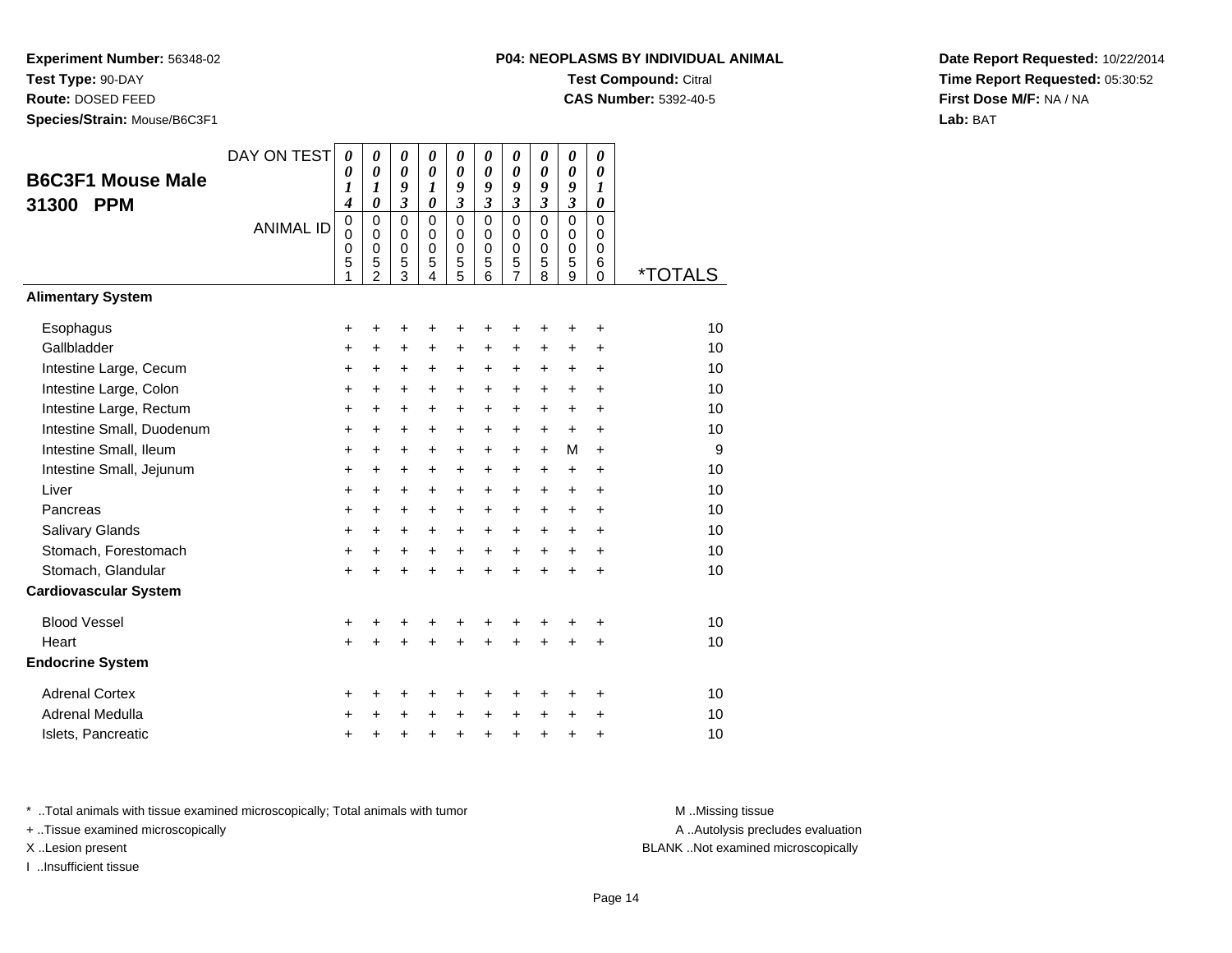**Experiment Number:** 56348-02
**Test Type:** 90-DAY
**Route:** DOSED FEED
**Species/Strain:** Mouse/B6C3F1

**P04: NEOPLASMS BY INDIVIDUAL ANIMAL**
**Test Compound:** Citral
**CAS Number:** 5392-40-5

**Date Report Requested:** 10/22/2014
**Time Report Requested:** 05:30:52
**First Dose M/F:** NA / NA
**Lab:** BAT

## B6C3F1 Mouse Male 31300 PPM

| DAY ON TEST | 0014 | 0010 | 0093 | 0010 | 0093 | 0093 | 0093 | 0093 | 0093 | 0010 | |
|---|---|---|---|---|---|---|---|---|---|---|---|
| ANIMAL ID | 00051 | 00052 | 00053 | 00054 | 00055 | 00056 | 00057 | 00058 | 00059 | 00060 | *TOTALS |
| **Alimentary System** | | | | | | | | | | | |
| Esophagus | + | + | + | + | + | + | + | + | + | + | 10 |
| Gallbladder | + | + | + | + | + | + | + | + | + | + | 10 |
| Intestine Large, Cecum | + | + | + | + | + | + | + | + | + | + | 10 |
| Intestine Large, Colon | + | + | + | + | + | + | + | + | + | + | 10 |
| Intestine Large, Rectum | + | + | + | + | + | + | + | + | + | + | 10 |
| Intestine Small, Duodenum | + | + | + | + | + | + | + | + | + | + | 10 |
| Intestine Small, Ileum | + | + | + | + | + | + | + | + | M | + | 9 |
| Intestine Small, Jejunum | + | + | + | + | + | + | + | + | + | + | 10 |
| Liver | + | + | + | + | + | + | + | + | + | + | 10 |
| Pancreas | + | + | + | + | + | + | + | + | + | + | 10 |
| Salivary Glands | + | + | + | + | + | + | + | + | + | + | 10 |
| Stomach, Forestomach | + | + | + | + | + | + | + | + | + | + | 10 |
| Stomach, Glandular | + | + | + | + | + | + | + | + | + | + | 10 |
| **Cardiovascular System** | | | | | | | | | | | |
| Blood Vessel | + | + | + | + | + | + | + | + | + | + | 10 |
| Heart | + | + | + | + | + | + | + | + | + | + | 10 |
| **Endocrine System** | | | | | | | | | | | |
| Adrenal Cortex | + | + | + | + | + | + | + | + | + | + | 10 |
| Adrenal Medulla | + | + | + | + | + | + | + | + | + | + | 10 |
| Islets, Pancreatic | + | + | + | + | + | + | + | + | + | + | 10 |

* ..Total animals with tissue examined microscopically; Total animals with tumor
+ ..Tissue examined microscopically
X ..Lesion present
I ..Insufficient tissue

M ..Missing tissue
A ..Autolysis precludes evaluation
BLANK ..Not examined microscopically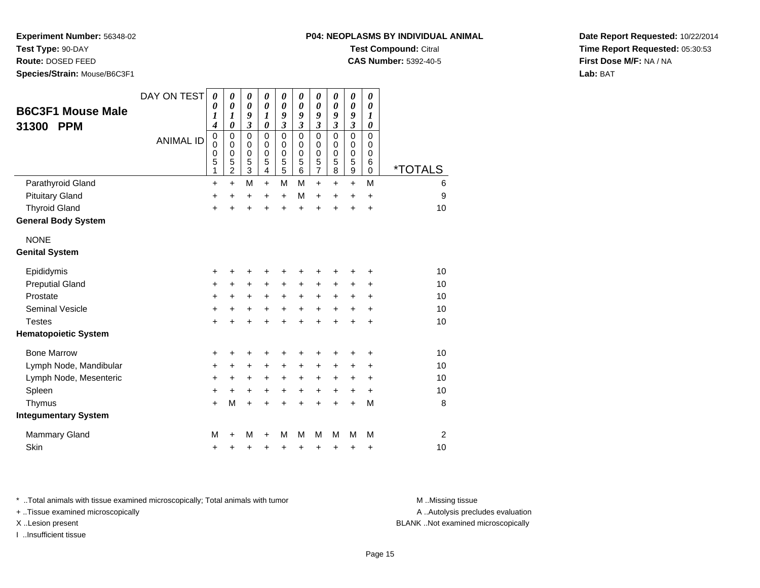**Experiment Number:** 56348-02
**Test Type:** 90-DAY
**Route:** DOSED FEED
**Species/Strain:** Mouse/B6C3F1

**P04: NEOPLASMS BY INDIVIDUAL ANIMAL**
**Test Compound:** Citral
**CAS Number:** 5392-40-5

**Date Report Requested:** 10/22/2014
**Time Report Requested:** 05:30:53
**First Dose M/F:** NA / NA
**Lab:** BAT

## B6C3F1 Mouse Male 31300 PPM

| DAY ON TEST | 0014 | 0010 | 0093 | 0010 | 0093 | 0093 | 0093 | 0093 | 0093 | 0010 | |
|---|---|---|---|---|---|---|---|---|---|---|---|
| **ANIMAL ID** | 00051 | 00052 | 00053 | 00054 | 00055 | 00056 | 00057 | 00058 | 00059 | 00060 | ***TOTALS** |
| Parathyroid Gland | + | + | M | + | M | M | + | + | + | M | 6 |
| Pituitary Gland | + | + | + | + | + | M | + | + | + | + | 9 |
| Thyroid Gland | + | + | + | + | + | + | + | + | + | + | 10 |
| **General Body System** | | | | | | | | | | | |
| NONE | | | | | | | | | | | |
| **Genital System** | | | | | | | | | | | |
| Epididymis | + | + | + | + | + | + | + | + | + | + | 10 |
| Preputial Gland | + | + | + | + | + | + | + | + | + | + | 10 |
| Prostate | + | + | + | + | + | + | + | + | + | + | 10 |
| Seminal Vesicle | + | + | + | + | + | + | + | + | + | + | 10 |
| Testes | + | + | + | + | + | + | + | + | + | + | 10 |
| **Hematopoietic System** | | | | | | | | | | | |
| Bone Marrow | + | + | + | + | + | + | + | + | + | + | 10 |
| Lymph Node, Mandibular | + | + | + | + | + | + | + | + | + | + | 10 |
| Lymph Node, Mesenteric | + | + | + | + | + | + | + | + | + | + | 10 |
| Spleen | + | + | + | + | + | + | + | + | + | + | 10 |
| Thymus | + | M | + | + | + | + | + | + | + | M | 8 |
| **Integumentary System** | | | | | | | | | | | |
| Mammary Gland | M | + | M | + | M | M | M | M | M | M | 2 |
| Skin | + | + | + | + | + | + | + | + | + | + | 10 |

* ..Total animals with tissue examined microscopically; Total animals with tumor
+ ..Tissue examined microscopically
X ..Lesion present
I ..Insufficient tissue

M ..Missing tissue
A ..Autolysis precludes evaluation
BLANK ..Not examined microscopically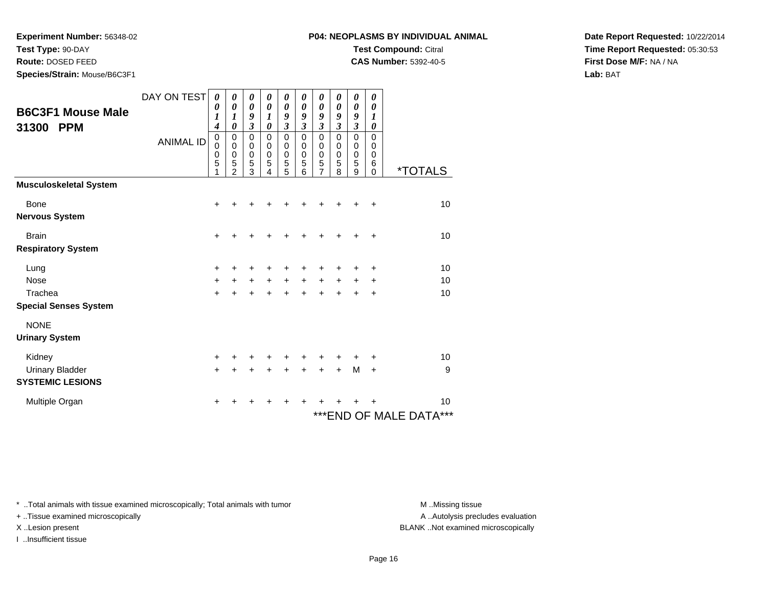**Experiment Number:** 56348-02
**Test Type:** 90-DAY
**Route:** DOSED FEED
**Species/Strain:** Mouse/B6C3F1

**P04: NEOPLASMS BY INDIVIDUAL ANIMAL**
**Test Compound:** Citral
**CAS Number:** 5392-40-5

**Date Report Requested:** 10/22/2014
**Time Report Requested:** 05:30:53
**First Dose M/F:** NA / NA
**Lab:** BAT

## B6C3F1 Mouse Male 31300 PPM

| DAY ON TEST | 0014 | 0010 | 0093 | 0010 | 0093 | 0093 | 0093 | 0093 | 0093 | 0010 | |
|---|---|---|---|---|---|---|---|---|---|---|---|
| ANIMAL ID | 00051 | 00052 | 00053 | 00054 | 00055 | 00056 | 00057 | 00058 | 00059 | 00060 | *TOTALS |
| **Musculoskeletal System** | | | | | | | | | | | |
| Bone | + | + | + | + | + | + | + | + | + | + | 10 |
| **Nervous System** | | | | | | | | | | | |
| Brain | + | + | + | + | + | + | + | + | + | + | 10 |
| **Respiratory System** | | | | | | | | | | | |
| Lung | + | + | + | + | + | + | + | + | + | + | 10 |
| Nose | + | + | + | + | + | + | + | + | + | + | 10 |
| Trachea | + | + | + | + | + | + | + | + | + | + | 10 |
| **Special Senses System** | | | | | | | | | | | |
| NONE | | | | | | | | | | | |
| **Urinary System** | | | | | | | | | | | |
| Kidney | + | + | + | + | + | + | + | + | + | + | 10 |
| Urinary Bladder | + | + | + | + | + | + | + | + | M | + | 9 |
| **SYSTEMIC LESIONS** | | | | | | | | | | | |
| Multiple Organ | + | + | + | + | + | + | + | + | + | + | 10 |

***END OF MALE DATA***

\* ..Total animals with tissue examined microscopically; Total animals with tumor
+ ..Tissue examined microscopically
X ..Lesion present
I ..Insufficient tissue

M ..Missing tissue
A ..Autolysis precludes evaluation
BLANK ..Not examined microscopically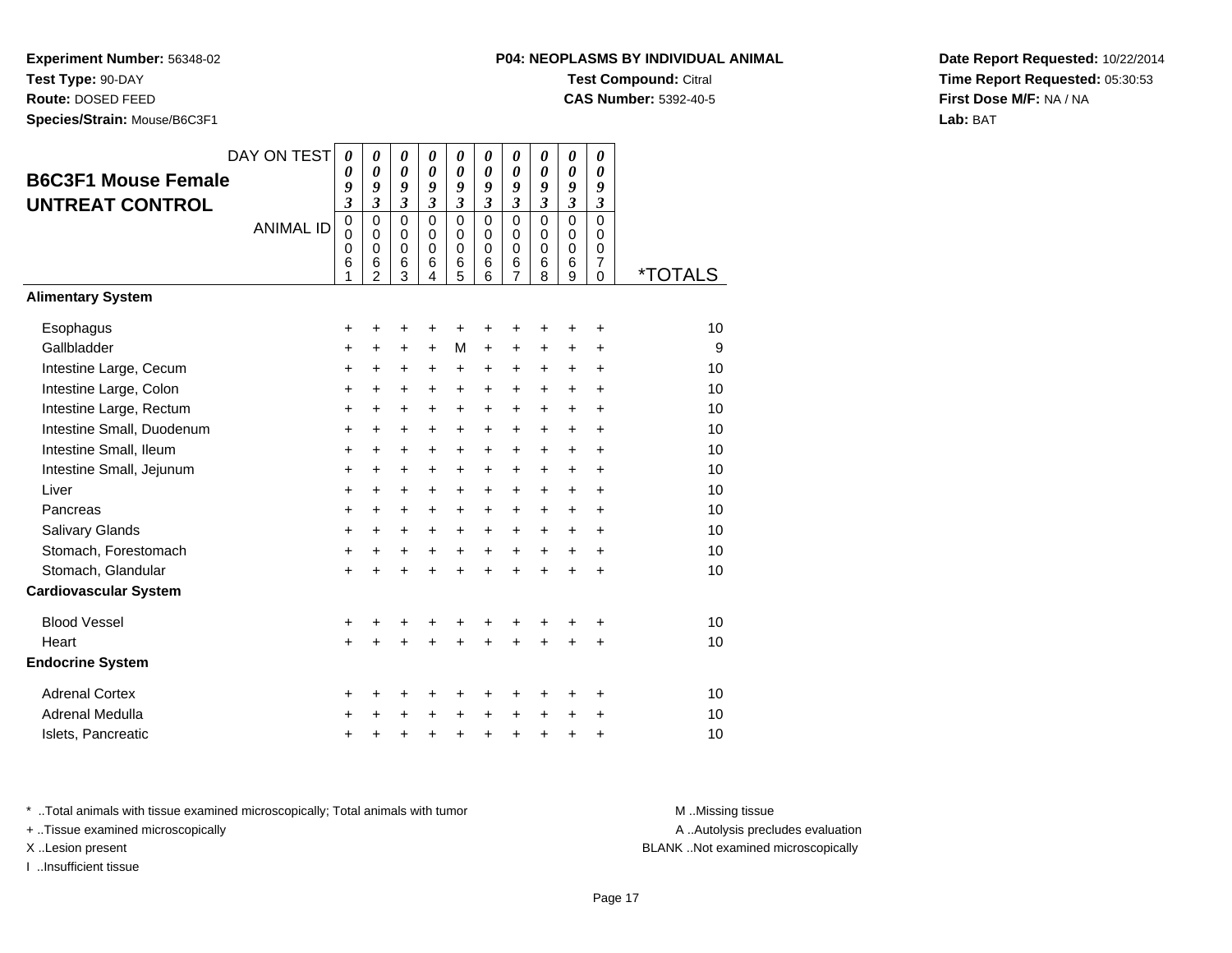**Experiment Number:** 56348-02
**Test Type:** 90-DAY
**Route:** DOSED FEED
**Species/Strain:** Mouse/B6C3F1

**P04: NEOPLASMS BY INDIVIDUAL ANIMAL**
**Test Compound:** Citral
**CAS Number:** 5392-40-5

**Date Report Requested:** 10/22/2014
**Time Report Requested:** 05:30:53
**First Dose M/F:** NA / NA
**Lab:** BAT

## B6C3F1 Mouse Female UNTREAT CONTROL

| DAY ON TEST | 0093 | 0093 | 0093 | 0093 | 0093 | 0093 | 0093 | 0093 | 0093 | 0093 | |
|---|---|---|---|---|---|---|---|---|---|---|---|
| ANIMAL ID | 00061 | 00062 | 00063 | 00064 | 00065 | 00066 | 00067 | 00068 | 00069 | 00070 | *TOTALS |
| **Alimentary System** | | | | | | | | | | | |
| Esophagus | + | + | + | + | + | + | + | + | + | + | 10 |
| Gallbladder | + | + | + | + | M | + | + | + | + | + | 9 |
| Intestine Large, Cecum | + | + | + | + | + | + | + | + | + | + | 10 |
| Intestine Large, Colon | + | + | + | + | + | + | + | + | + | + | 10 |
| Intestine Large, Rectum | + | + | + | + | + | + | + | + | + | + | 10 |
| Intestine Small, Duodenum | + | + | + | + | + | + | + | + | + | + | 10 |
| Intestine Small, Ileum | + | + | + | + | + | + | + | + | + | + | 10 |
| Intestine Small, Jejunum | + | + | + | + | + | + | + | + | + | + | 10 |
| Liver | + | + | + | + | + | + | + | + | + | + | 10 |
| Pancreas | + | + | + | + | + | + | + | + | + | + | 10 |
| Salivary Glands | + | + | + | + | + | + | + | + | + | + | 10 |
| Stomach, Forestomach | + | + | + | + | + | + | + | + | + | + | 10 |
| Stomach, Glandular | + | + | + | + | + | + | + | + | + | + | 10 |
| **Cardiovascular System** | | | | | | | | | | | |
| Blood Vessel | + | + | + | + | + | + | + | + | + | + | 10 |
| Heart | + | + | + | + | + | + | + | + | + | + | 10 |
| **Endocrine System** | | | | | | | | | | | |
| Adrenal Cortex | + | + | + | + | + | + | + | + | + | + | 10 |
| Adrenal Medulla | + | + | + | + | + | + | + | + | + | + | 10 |
| Islets, Pancreatic | + | + | + | + | + | + | + | + | + | + | 10 |

* ..Total animals with tissue examined microscopically; Total animals with tumor
+ ..Tissue examined microscopically
X ..Lesion present
I ..Insufficient tissue

M ..Missing tissue
A ..Autolysis precludes evaluation
BLANK ..Not examined microscopically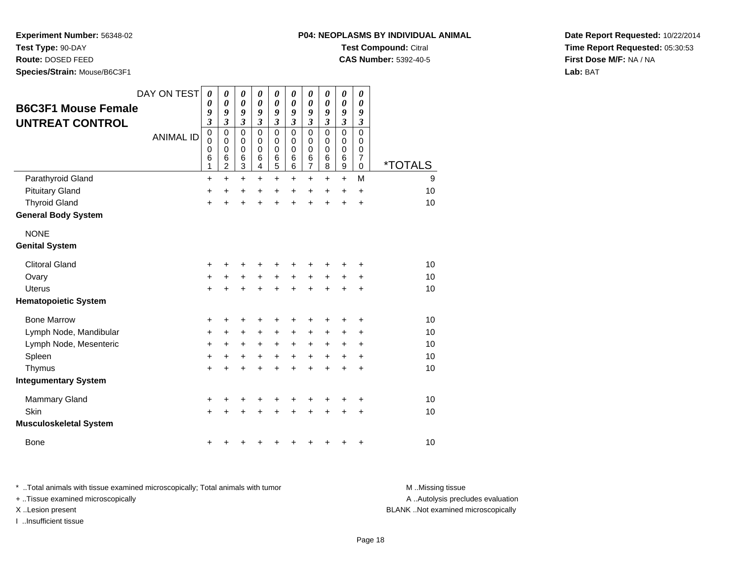**Experiment Number:** 56348-02
**Test Type:** 90-DAY
**Route:** DOSED FEED
**Species/Strain:** Mouse/B6C3F1

**P04: NEOPLASMS BY INDIVIDUAL ANIMAL**
**Test Compound:** Citral
**CAS Number:** 5392-40-5

**Date Report Requested:** 10/22/2014
**Time Report Requested:** 05:30:53
**First Dose M/F:** NA / NA
**Lab:** BAT

## B6C3F1 Mouse Female UNTREAT CONTROL

| DAY ON TEST | 0093 | 0093 | 0093 | 0093 | 0093 | 0093 | 0093 | 0093 | 0093 | 0093 | |
|---|---|---|---|---|---|---|---|---|---|---|---|
| ANIMAL ID | 00061 | 00062 | 00063 | 00064 | 00065 | 00066 | 00067 | 00068 | 00069 | 00070 | *TOTALS |
| Parathyroid Gland | + | + | + | + | + | + | + | + | + | M | 9 |
| Pituitary Gland | + | + | + | + | + | + | + | + | + | + | 10 |
| Thyroid Gland | + | + | + | + | + | + | + | + | + | + | 10 |
| **General Body System** | | | | | | | | | | | |
| NONE | | | | | | | | | | | |
| **Genital System** | | | | | | | | | | | |
| Clitoral Gland | + | + | + | + | + | + | + | + | + | + | 10 |
| Ovary | + | + | + | + | + | + | + | + | + | + | 10 |
| Uterus | + | + | + | + | + | + | + | + | + | + | 10 |
| **Hematopoietic System** | | | | | | | | | | | |
| Bone Marrow | + | + | + | + | + | + | + | + | + | + | 10 |
| Lymph Node, Mandibular | + | + | + | + | + | + | + | + | + | + | 10 |
| Lymph Node, Mesenteric | + | + | + | + | + | + | + | + | + | + | 10 |
| Spleen | + | + | + | + | + | + | + | + | + | + | 10 |
| Thymus | + | + | + | + | + | + | + | + | + | + | 10 |
| **Integumentary System** | | | | | | | | | | | |
| Mammary Gland | + | + | + | + | + | + | + | + | + | + | 10 |
| Skin | + | + | + | + | + | + | + | + | + | + | 10 |
| **Musculoskeletal System** | | | | | | | | | | | |
| Bone | + | + | + | + | + | + | + | + | + | + | 10 |

* ..Total animals with tissue examined microscopically; Total animals with tumor
+ ..Tissue examined microscopically
X ..Lesion present
I ..Insufficient tissue

M ..Missing tissue
A ..Autolysis precludes evaluation
BLANK ..Not examined microscopically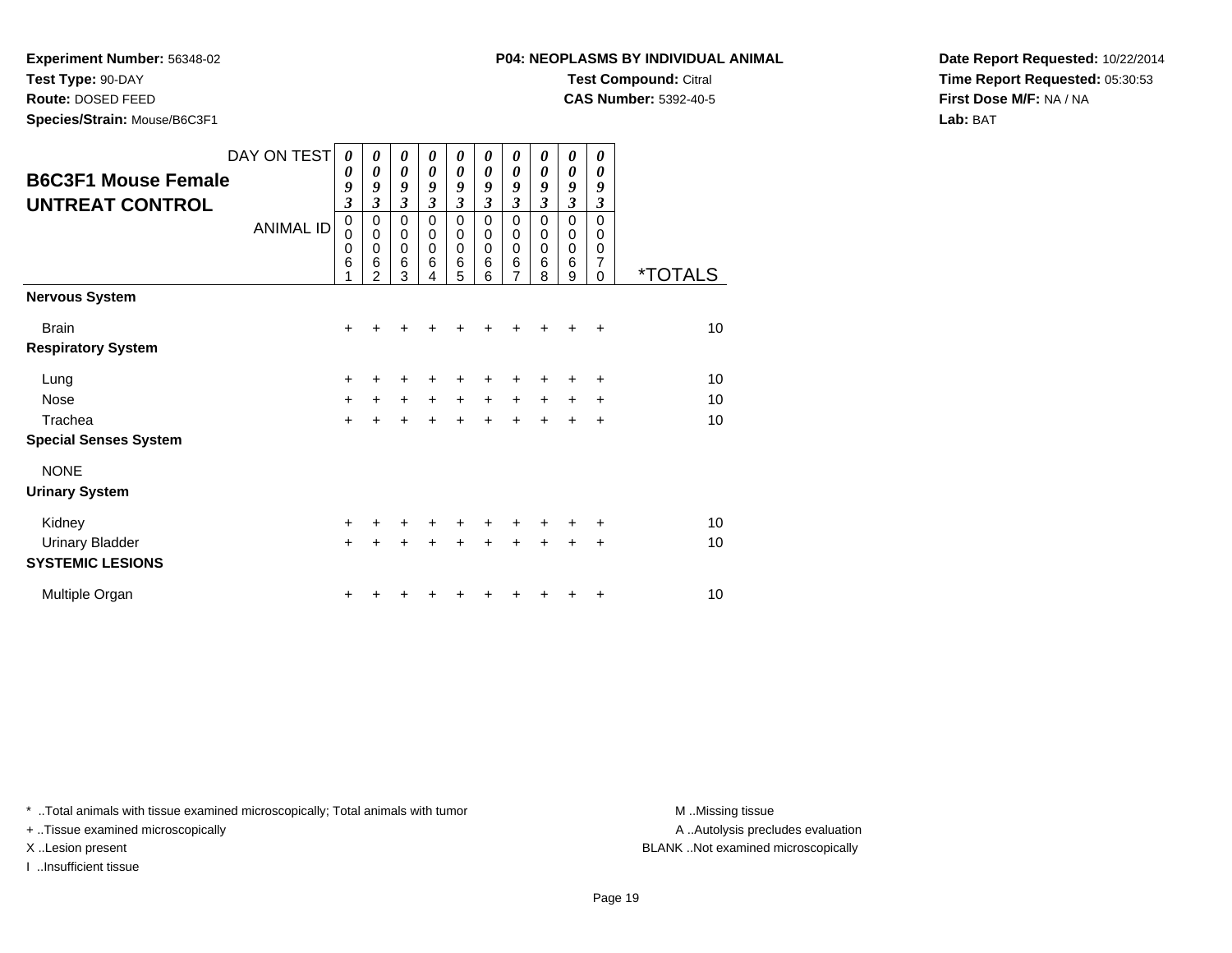**Experiment Number:** 56348-02
**Test Type:** 90-DAY
**Route:** DOSED FEED
**Species/Strain:** Mouse/B6C3F1

**P04: NEOPLASMS BY INDIVIDUAL ANIMAL**
**Test Compound:** Citral
**CAS Number:** 5392-40-5

**Date Report Requested:** 10/22/2014
**Time Report Requested:** 05:30:53
**First Dose M/F:** NA / NA
**Lab:** BAT

## B6C3F1 Mouse Female UNTREAT CONTROL

| DAY ON TEST | 0093 | 0093 | 0093 | 0093 | 0093 | 0093 | 0093 | 0093 | 0093 | 0093 | |
|---|---|---|---|---|---|---|---|---|---|---|---|
| ANIMAL ID | 00061 | 00062 | 00063 | 00064 | 00065 | 00066 | 00067 | 00068 | 00069 | 00070 | *TOTALS |
| **Nervous System** | | | | | | | | | | | |
| Brain | + | + | + | + | + | + | + | + | + | + | 10 |
| **Respiratory System** | | | | | | | | | | | |
| Lung | + | + | + | + | + | + | + | + | + | + | 10 |
| Nose | + | + | + | + | + | + | + | + | + | + | 10 |
| Trachea | + | + | + | + | + | + | + | + | + | + | 10 |
| **Special Senses System** | | | | | | | | | | | |
| NONE | | | | | | | | | | | |
| **Urinary System** | | | | | | | | | | | |
| Kidney | + | + | + | + | + | + | + | + | + | + | 10 |
| Urinary Bladder | + | + | + | + | + | + | + | + | + | + | 10 |
| **SYSTEMIC LESIONS** | | | | | | | | | | | |
| Multiple Organ | + | + | + | + | + | + | + | + | + | + | 10 |

* ..Total animals with tissue examined microscopically; Total animals with tumor
+ ..Tissue examined microscopically
X ..Lesion present
I ..Insufficient tissue

M ..Missing tissue
A ..Autolysis precludes evaluation
BLANK ..Not examined microscopically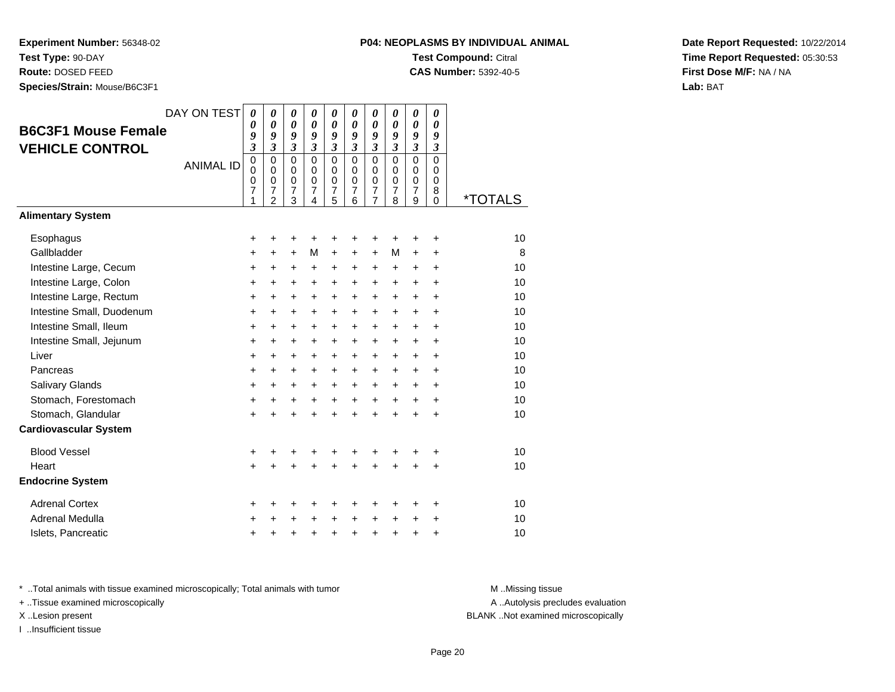**Experiment Number:** 56348-02
**Test Type:** 90-DAY
**Route:** DOSED FEED
**Species/Strain:** Mouse/B6C3F1

**P04: NEOPLASMS BY INDIVIDUAL ANIMAL**
**Test Compound:** Citral
**CAS Number:** 5392-40-5

**Date Report Requested:** 10/22/2014
**Time Report Requested:** 05:30:53
**First Dose M/F:** NA / NA
**Lab:** BAT

## B6C3F1 Mouse Female VEHICLE CONTROL

| DAY ON TEST | 0093 | 0093 | 0093 | 0093 | 0093 | 0093 | 0093 | 0093 | 0093 | 0093 | |
|---|---|---|---|---|---|---|---|---|---|---|---|
| **ANIMAL ID** | 00071 | 00072 | 00073 | 00074 | 00075 | 00076 | 00077 | 00078 | 00079 | 00080 | ***TOTALS** |
| **Alimentary System** | | | | | | | | | | | |
| Esophagus | + | + | + | + | + | + | + | + | + | + | 10 |
| Gallbladder | + | + | + | M | + | + | + | M | + | + | 8 |
| Intestine Large, Cecum | + | + | + | + | + | + | + | + | + | + | 10 |
| Intestine Large, Colon | + | + | + | + | + | + | + | + | + | + | 10 |
| Intestine Large, Rectum | + | + | + | + | + | + | + | + | + | + | 10 |
| Intestine Small, Duodenum | + | + | + | + | + | + | + | + | + | + | 10 |
| Intestine Small, Ileum | + | + | + | + | + | + | + | + | + | + | 10 |
| Intestine Small, Jejunum | + | + | + | + | + | + | + | + | + | + | 10 |
| Liver | + | + | + | + | + | + | + | + | + | + | 10 |
| Pancreas | + | + | + | + | + | + | + | + | + | + | 10 |
| Salivary Glands | + | + | + | + | + | + | + | + | + | + | 10 |
| Stomach, Forestomach | + | + | + | + | + | + | + | + | + | + | 10 |
| Stomach, Glandular | + | + | + | + | + | + | + | + | + | + | 10 |
| **Cardiovascular System** | | | | | | | | | | | |
| Blood Vessel | + | + | + | + | + | + | + | + | + | + | 10 |
| Heart | + | + | + | + | + | + | + | + | + | + | 10 |
| **Endocrine System** | | | | | | | | | | | |
| Adrenal Cortex | + | + | + | + | + | + | + | + | + | + | 10 |
| Adrenal Medulla | + | + | + | + | + | + | + | + | + | + | 10 |
| Islets, Pancreatic | + | + | + | + | + | + | + | + | + | + | 10 |

* ..Total animals with tissue examined microscopically; Total animals with tumor
+ ..Tissue examined microscopically
X ..Lesion present
I ..Insufficient tissue

M ..Missing tissue
A ..Autolysis precludes evaluation
BLANK ..Not examined microscopically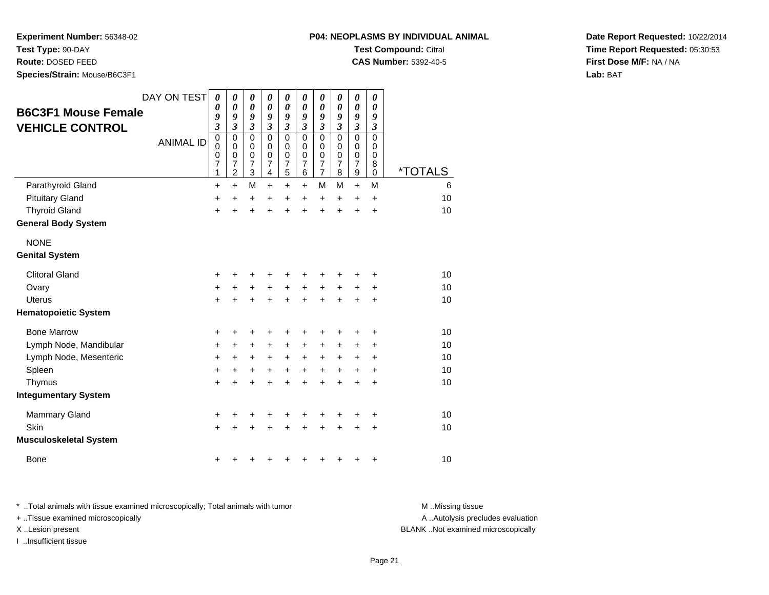**Experiment Number:** 56348-02
**Test Type:** 90-DAY
**Route:** DOSED FEED
**Species/Strain:** Mouse/B6C3F1

**P04: NEOPLASMS BY INDIVIDUAL ANIMAL**
**Test Compound:** Citral
**CAS Number:** 5392-40-5

**Date Report Requested:** 10/22/2014
**Time Report Requested:** 05:30:53
**First Dose M/F:** NA / NA
**Lab:** BAT

## B6C3F1 Mouse Female VEHICLE CONTROL

| DAY ON TEST | 0093 | 0093 | 0093 | 0093 | 0093 | 0093 | 0093 | 0093 | 0093 | 0093 | |
|---|---|---|---|---|---|---|---|---|---|---|---|
| **ANIMAL ID** | 00071 | 00072 | 00073 | 00074 | 00075 | 00076 | 00077 | 00078 | 00079 | 00080 | ***TOTALS** |
| Parathyroid Gland | + | + | M | + | + | + | M | M | + | M | 6 |
| Pituitary Gland | + | + | + | + | + | + | + | + | + | + | 10 |
| Thyroid Gland | + | + | + | + | + | + | + | + | + | + | 10 |
| **General Body System** | | | | | | | | | | | |
| NONE | | | | | | | | | | | |
| **Genital System** | | | | | | | | | | | |
| Clitoral Gland | + | + | + | + | + | + | + | + | + | + | 10 |
| Ovary | + | + | + | + | + | + | + | + | + | + | 10 |
| Uterus | + | + | + | + | + | + | + | + | + | + | 10 |
| **Hematopoietic System** | | | | | | | | | | | |
| Bone Marrow | + | + | + | + | + | + | + | + | + | + | 10 |
| Lymph Node, Mandibular | + | + | + | + | + | + | + | + | + | + | 10 |
| Lymph Node, Mesenteric | + | + | + | + | + | + | + | + | + | + | 10 |
| Spleen | + | + | + | + | + | + | + | + | + | + | 10 |
| Thymus | + | + | + | + | + | + | + | + | + | + | 10 |
| **Integumentary System** | | | | | | | | | | | |
| Mammary Gland | + | + | + | + | + | + | + | + | + | + | 10 |
| Skin | + | + | + | + | + | + | + | + | + | + | 10 |
| **Musculoskeletal System** | | | | | | | | | | | |
| Bone | + | + | + | + | + | + | + | + | + | + | 10 |

* ..Total animals with tissue examined microscopically; Total animals with tumor
+ ..Tissue examined microscopically
X ..Lesion present
I ..Insufficient tissue

M ..Missing tissue
A ..Autolysis precludes evaluation
BLANK ..Not examined microscopically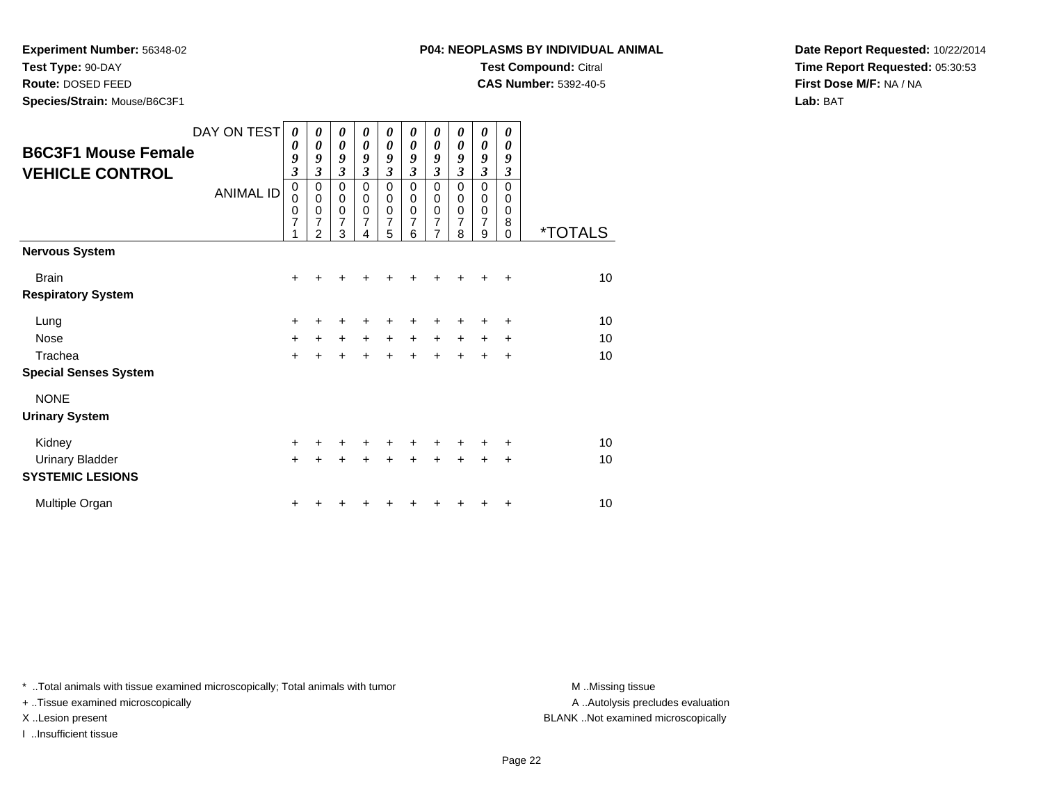**Experiment Number:** 56348-02
**Test Type:** 90-DAY
**Route:** DOSED FEED
**Species/Strain:** Mouse/B6C3F1

**P04: NEOPLASMS BY INDIVIDUAL ANIMAL**
**Test Compound:** Citral
**CAS Number:** 5392-40-5

**Date Report Requested:** 10/22/2014
**Time Report Requested:** 05:30:53
**First Dose M/F:** NA / NA
**Lab:** BAT

## B6C3F1 Mouse Female VEHICLE CONTROL

| DAY ON TEST | 0093 | 0093 | 0093 | 0093 | 0093 | 0093 | 0093 | 0093 | 0093 | 0093 | |
|---|---|---|---|---|---|---|---|---|---|---|---|
| **ANIMAL ID** | 00071 | 00072 | 00073 | 00074 | 00075 | 00076 | 00077 | 00078 | 00079 | 00080 | ***TOTALS** |
| **Nervous System** | | | | | | | | | | | |
| Brain | + | + | + | + | + | + | + | + | + | + | 10 |
| **Respiratory System** | | | | | | | | | | | |
| Lung | + | + | + | + | + | + | + | + | + | + | 10 |
| Nose | + | + | + | + | + | + | + | + | + | + | 10 |
| Trachea | + | + | + | + | + | + | + | + | + | + | 10 |
| **Special Senses System** | | | | | | | | | | | |
| NONE | | | | | | | | | | | |
| **Urinary System** | | | | | | | | | | | |
| Kidney | + | + | + | + | + | + | + | + | + | + | 10 |
| Urinary Bladder | + | + | + | + | + | + | + | + | + | + | 10 |
| **SYSTEMIC LESIONS** | | | | | | | | | | | |
| Multiple Organ | + | + | + | + | + | + | + | + | + | + | 10 |

* ..Total animals with tissue examined microscopically; Total animals with tumor
+ ..Tissue examined microscopically
X ..Lesion present
I ..Insufficient tissue

M ..Missing tissue
A ..Autolysis precludes evaluation
BLANK ..Not examined microscopically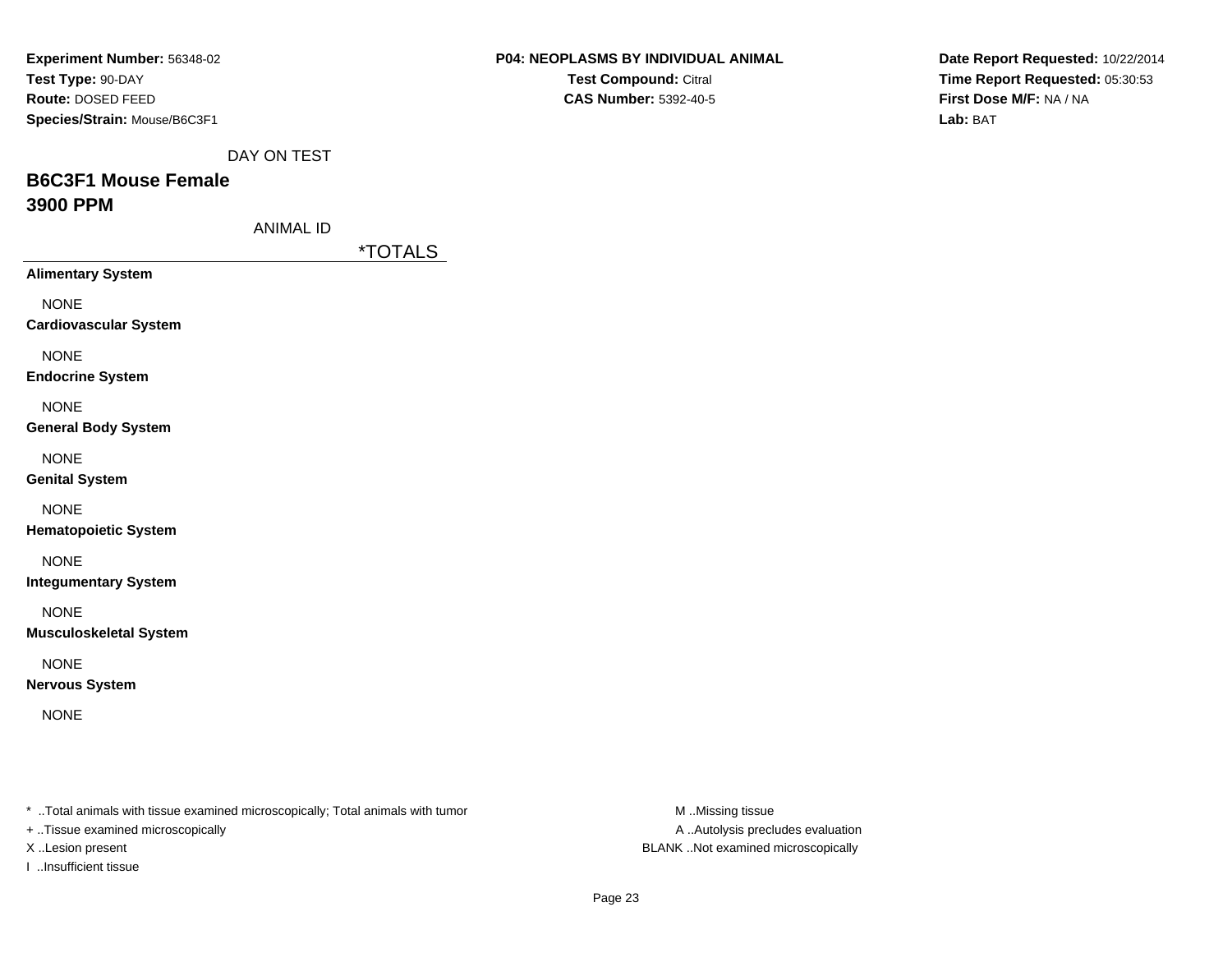**Experiment Number:** 56348-02
**Test Type:** 90-DAY
**Route:** DOSED FEED
**Species/Strain:** Mouse/B6C3F1

**P04: NEOPLASMS BY INDIVIDUAL ANIMAL**
**Test Compound:** Citral
**CAS Number:** 5392-40-5

**Date Report Requested:** 10/22/2014
**Time Report Requested:** 05:30:53
**First Dose M/F:** NA / NA
**Lab:** BAT

DAY ON TEST

## B6C3F1 Mouse Female
## 3900 PPM

ANIMAL ID

| | *TOTALS |
|---|---|
| **Alimentary System** | |
| NONE | |
| **Cardiovascular System** | |
| NONE | |
| **Endocrine System** | |
| NONE | |
| **General Body System** | |
| NONE | |
| **Genital System** | |
| NONE | |
| **Hematopoietic System** | |
| NONE | |
| **Integumentary System** | |
| NONE | |
| **Musculoskeletal System** | |
| NONE | |
| **Nervous System** | |
| NONE | |

* ..Total animals with tissue examined microscopically; Total animals with tumor
+ ..Tissue examined microscopically
X ..Lesion present
I ..Insufficient tissue

M ..Missing tissue
A ..Autolysis precludes evaluation
BLANK ..Not examined microscopically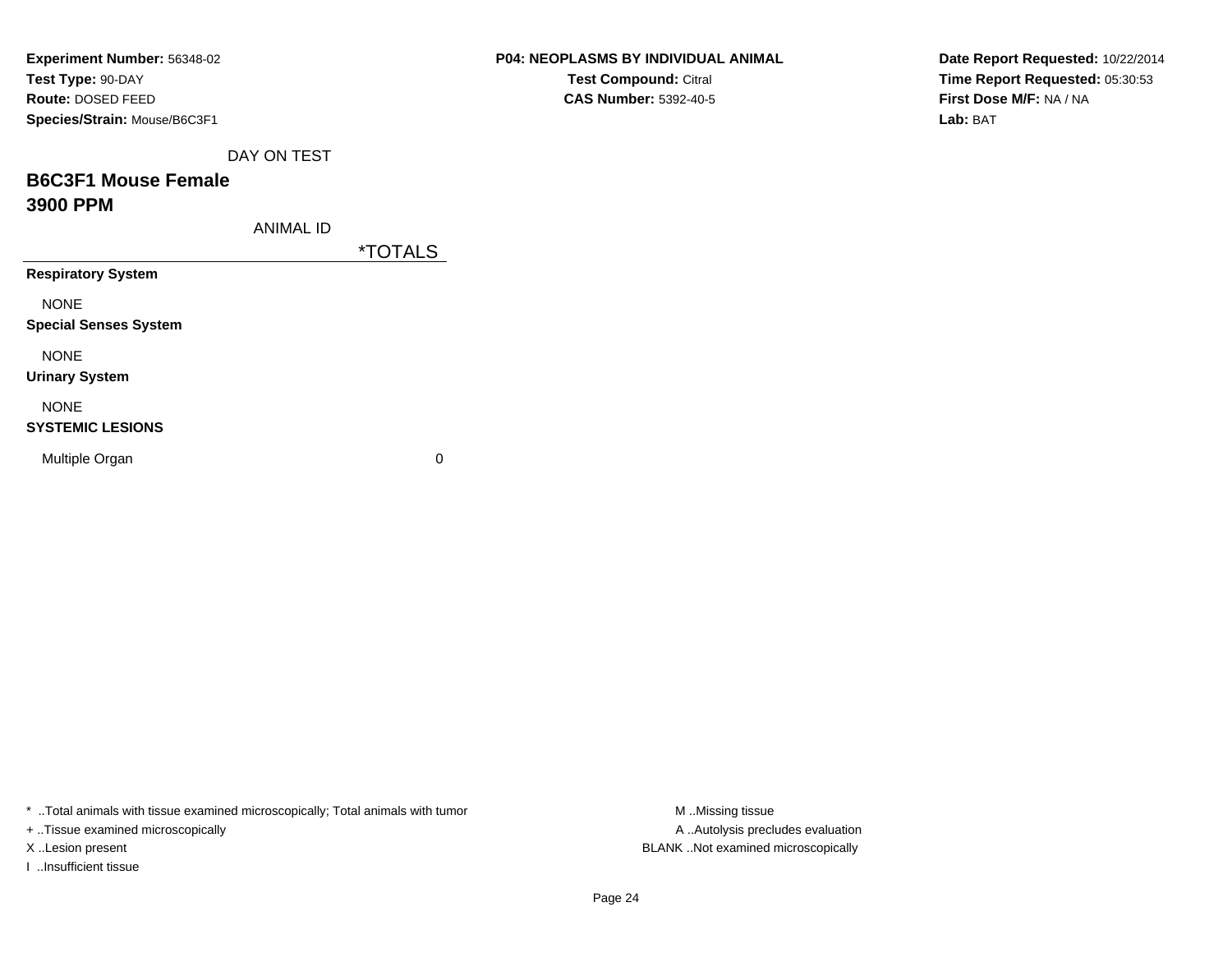**Experiment Number:** 56348-02
**Test Type:** 90-DAY
**Route:** DOSED FEED
**Species/Strain:** Mouse/B6C3F1

**P04: NEOPLASMS BY INDIVIDUAL ANIMAL**
**Test Compound:** Citral
**CAS Number:** 5392-40-5

**Date Report Requested:** 10/22/2014
**Time Report Requested:** 05:30:53
**First Dose M/F:** NA / NA
**Lab:** BAT

DAY ON TEST

## B6C3F1 Mouse Female
## 3900 PPM

| ANIMAL ID | *TOTALS |
|---|---|
| **Respiratory System** | |
| NONE | |
| **Special Senses System** | |
| NONE | |
| **Urinary System** | |
| NONE | |
| **SYSTEMIC LESIONS** | |
| Multiple Organ | 0 |

* ..Total animals with tissue examined microscopically; Total animals with tumor
+ ..Tissue examined microscopically
X ..Lesion present
I ..Insufficient tissue

M ..Missing tissue
A ..Autolysis precludes evaluation
BLANK ..Not examined microscopically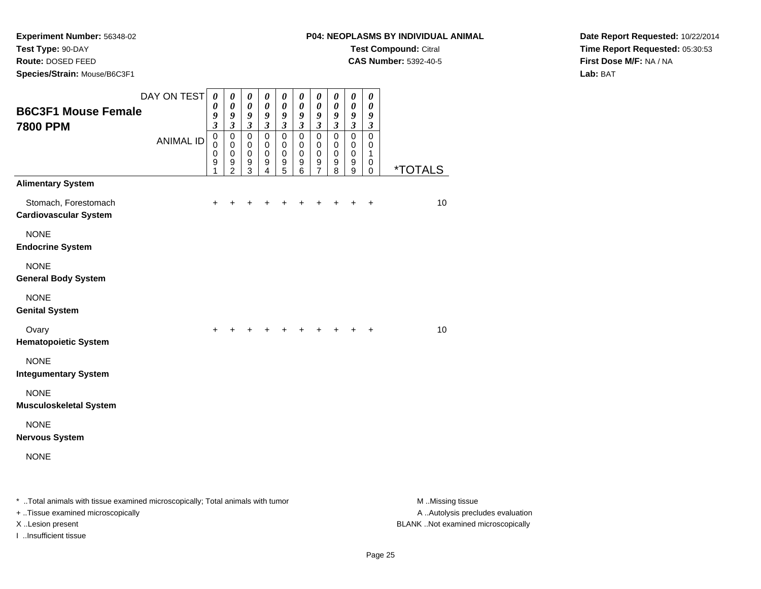**Experiment Number:** 56348-02
**Test Type:** 90-DAY
**Route:** DOSED FEED
**Species/Strain:** Mouse/B6C3F1

**P04: NEOPLASMS BY INDIVIDUAL ANIMAL**
**Test Compound:** Citral
**CAS Number:** 5392-40-5

**Date Report Requested:** 10/22/2014
**Time Report Requested:** 05:30:53
**First Dose M/F:** NA / NA
**Lab:** BAT

## B6C3F1 Mouse Female 7800 PPM

| DAY ON TEST | 0093 | 0093 | 0093 | 0093 | 0093 | 0093 | 0093 | 0093 | 0093 | 0093 | |
|---|---|---|---|---|---|---|---|---|---|---|---|
| ANIMAL ID | 00091 | 00092 | 00093 | 00094 | 00095 | 00096 | 00097 | 00098 | 00099 | 00100 | *TOTALS |
| **Alimentary System** | | | | | | | | | | | |
| Stomach, Forestomach | + | + | + | + | + | + | + | + | + | + | 10 |
| **Cardiovascular System** | | | | | | | | | | | |
| NONE | | | | | | | | | | | |
| **Endocrine System** | | | | | | | | | | | |
| NONE | | | | | | | | | | | |
| **General Body System** | | | | | | | | | | | |
| NONE | | | | | | | | | | | |
| **Genital System** | | | | | | | | | | | |
| Ovary | + | + | + | + | + | + | + | + | + | + | 10 |
| **Hematopoietic System** | | | | | | | | | | | |
| NONE | | | | | | | | | | | |
| **Integumentary System** | | | | | | | | | | | |
| NONE | | | | | | | | | | | |
| **Musculoskeletal System** | | | | | | | | | | | |
| NONE | | | | | | | | | | | |
| **Nervous System** | | | | | | | | | | | |
| NONE | | | | | | | | | | | |

* ..Total animals with tissue examined microscopically; Total animals with tumor
+ ..Tissue examined microscopically
X ..Lesion present
I ..Insufficient tissue

M ..Missing tissue
A ..Autolysis precludes evaluation
BLANK ..Not examined microscopically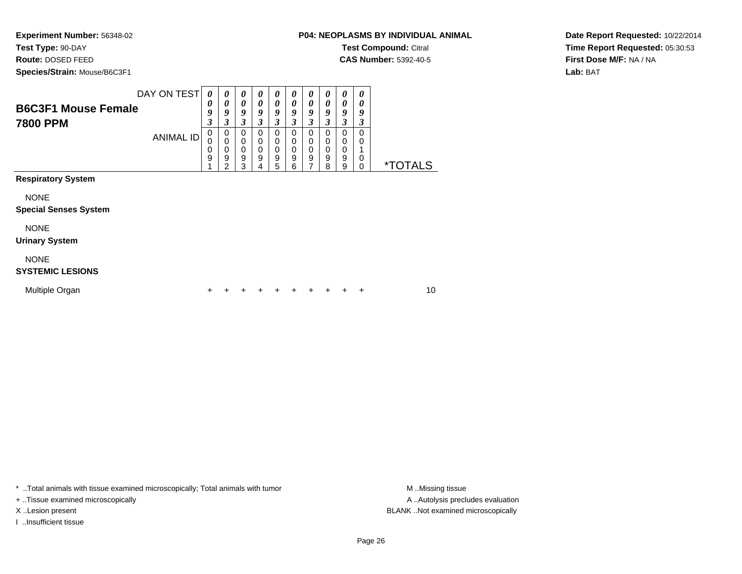**Experiment Number:** 56348-02
**Test Type:** 90-DAY
**Route:** DOSED FEED
**Species/Strain:** Mouse/B6C3F1

**P04: NEOPLASMS BY INDIVIDUAL ANIMAL**
**Test Compound:** Citral
**CAS Number:** 5392-40-5

**Date Report Requested:** 10/22/2014
**Time Report Requested:** 05:30:53
**First Dose M/F:** NA / NA
**Lab:** BAT

## B6C3F1 Mouse Female
## 7800 PPM

| DAY ON TEST | 0093 | 0093 | 0093 | 0093 | 0093 | 0093 | 0093 | 0093 | 0093 | 0093 | |
|---|---|---|---|---|---|---|---|---|---|---|---|
| ANIMAL ID | 00091 | 00092 | 00093 | 00094 | 00095 | 00096 | 00097 | 00098 | 00099 | 00100 | *TOTALS |
| **Respiratory System** | | | | | | | | | | | |
| NONE | | | | | | | | | | | |
| **Special Senses System** | | | | | | | | | | | |
| NONE | | | | | | | | | | | |
| **Urinary System** | | | | | | | | | | | |
| NONE | | | | | | | | | | | |
| **SYSTEMIC LESIONS** | | | | | | | | | | | |
| Multiple Organ | + | + | + | + | + | + | + | + | + | + | 10 |

* ..Total animals with tissue examined microscopically; Total animals with tumor
+ ..Tissue examined microscopically
X ..Lesion present
I ..Insufficient tissue

M ..Missing tissue
A ..Autolysis precludes evaluation
BLANK ..Not examined microscopically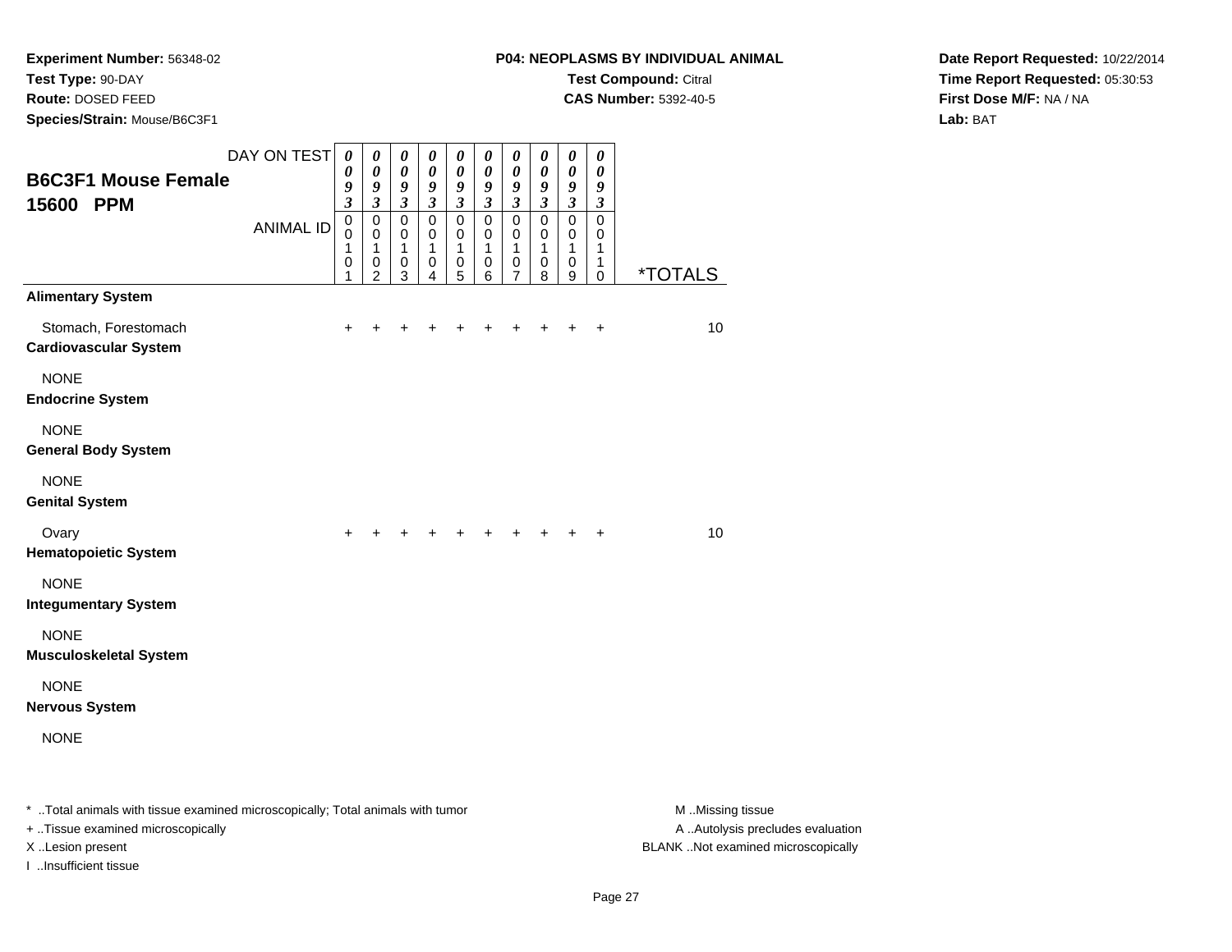**Experiment Number:** 56348-02
**Test Type:** 90-DAY
**Route:** DOSED FEED
**Species/Strain:** Mouse/B6C3F1

**P04: NEOPLASMS BY INDIVIDUAL ANIMAL**
**Test Compound:** Citral
**CAS Number:** 5392-40-5

**Date Report Requested:** 10/22/2014
**Time Report Requested:** 05:30:53
**First Dose M/F:** NA / NA
**Lab:** BAT

## B6C3F1 Mouse Female 15600 PPM

| DAY ON TEST | 0093 | 0093 | 0093 | 0093 | 0093 | 0093 | 0093 | 0093 | 0093 | 0093 | |
|---|---|---|---|---|---|---|---|---|---|---|---|
| ANIMAL ID | 00101 | 00102 | 00103 | 00104 | 00105 | 00106 | 00107 | 00108 | 00109 | 00110 | *TOTALS |
| **Alimentary System** | | | | | | | | | | | |
| Stomach, Forestomach | + | + | + | + | + | + | + | + | + | + | 10 |
| **Cardiovascular System** | | | | | | | | | | | |
| NONE | | | | | | | | | | | |
| **Endocrine System** | | | | | | | | | | | |
| NONE | | | | | | | | | | | |
| **General Body System** | | | | | | | | | | | |
| NONE | | | | | | | | | | | |
| **Genital System** | | | | | | | | | | | |
| Ovary | + | + | + | + | + | + | + | + | + | + | 10 |
| **Hematopoietic System** | | | | | | | | | | | |
| NONE | | | | | | | | | | | |
| **Integumentary System** | | | | | | | | | | | |
| NONE | | | | | | | | | | | |
| **Musculoskeletal System** | | | | | | | | | | | |
| NONE | | | | | | | | | | | |
| **Nervous System** | | | | | | | | | | | |
| NONE | | | | | | | | | | | |

* ..Total animals with tissue examined microscopically; Total animals with tumor
+ ..Tissue examined microscopically
X ..Lesion present
I ..Insufficient tissue

M ..Missing tissue
A ..Autolysis precludes evaluation
BLANK ..Not examined microscopically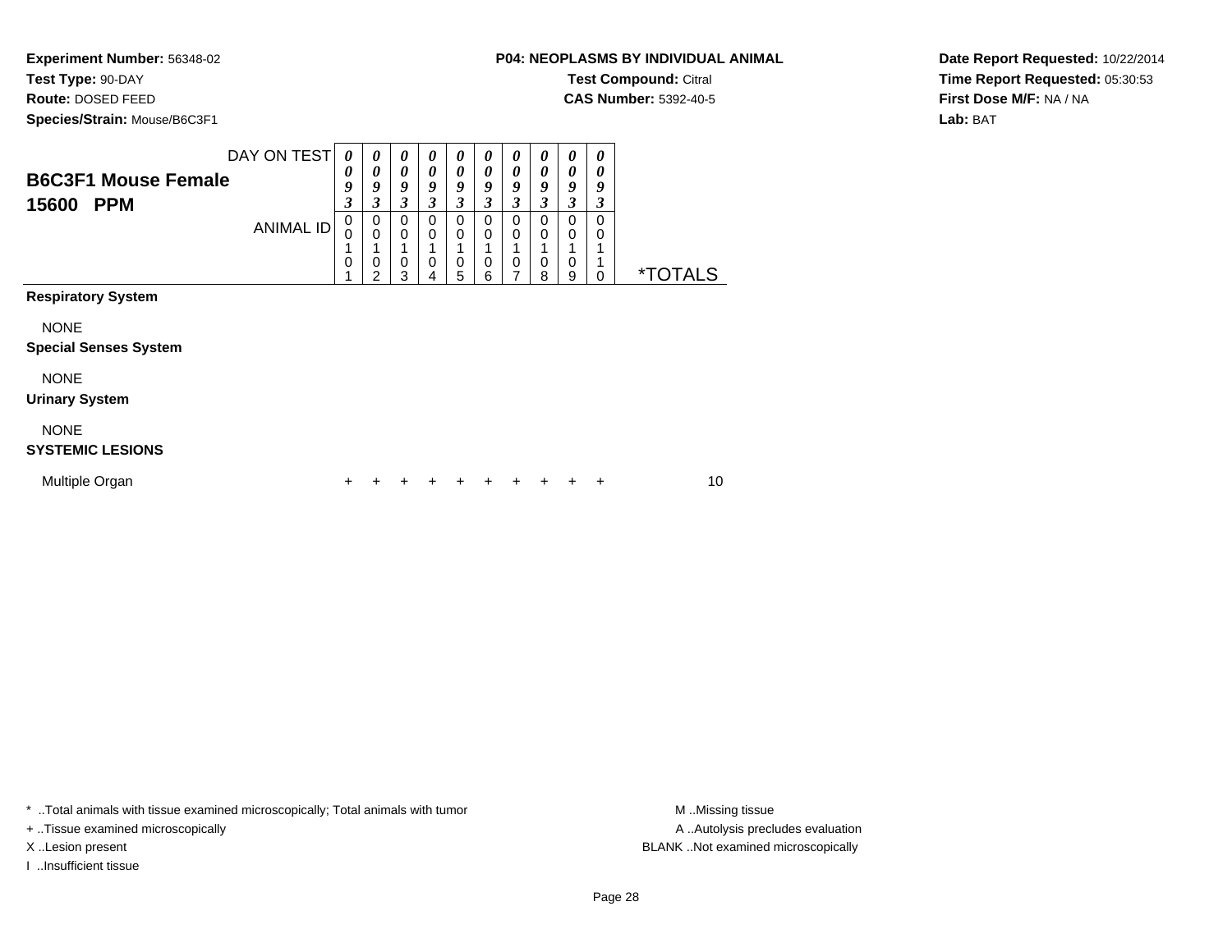**Experiment Number:** 56348-02
**Test Type:** 90-DAY
**Route:** DOSED FEED
**Species/Strain:** Mouse/B6C3F1

**P04: NEOPLASMS BY INDIVIDUAL ANIMAL**
**Test Compound:** Citral
**CAS Number:** 5392-40-5

**Date Report Requested:** 10/22/2014
**Time Report Requested:** 05:30:53
**First Dose M/F:** NA / NA
**Lab:** BAT

## B6C3F1 Mouse Female
## 15600 PPM

| DAY ON TEST | 0093 | 0093 | 0093 | 0093 | 0093 | 0093 | 0093 | 0093 | 0093 | 0093 | |
|---|---|---|---|---|---|---|---|---|---|---|---|
| ANIMAL ID | 00101 | 00102 | 00103 | 00104 | 00105 | 00106 | 00107 | 00108 | 00109 | 00110 | *TOTALS |
| **Respiratory System** | | | | | | | | | | | |
| NONE | | | | | | | | | | | |
| **Special Senses System** | | | | | | | | | | | |
| NONE | | | | | | | | | | | |
| **Urinary System** | | | | | | | | | | | |
| NONE | | | | | | | | | | | |
| **SYSTEMIC LESIONS** | | | | | | | | | | | |
| Multiple Organ | + | + | + | + | + | + | + | + | + | + | 10 |

* ..Total animals with tissue examined microscopically; Total animals with tumor
+ ..Tissue examined microscopically
X ..Lesion present
I ..Insufficient tissue

M ..Missing tissue
A ..Autolysis precludes evaluation
BLANK ..Not examined microscopically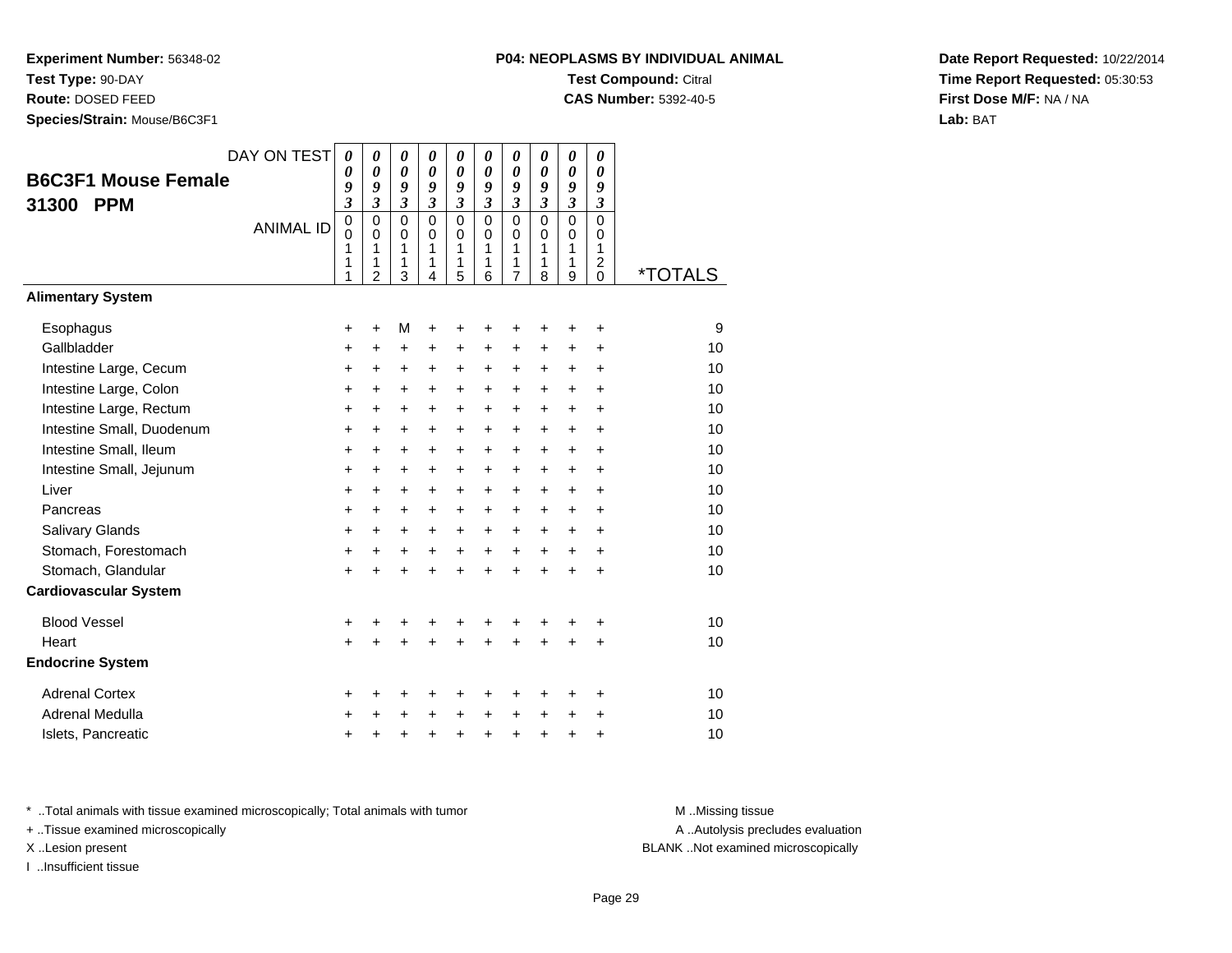**Experiment Number:** 56348-02
**Test Type:** 90-DAY
**Route:** DOSED FEED
**Species/Strain:** Mouse/B6C3F1

**P04: NEOPLASMS BY INDIVIDUAL ANIMAL**
**Test Compound:** Citral
**CAS Number:** 5392-40-5

**Date Report Requested:** 10/22/2014
**Time Report Requested:** 05:30:53
**First Dose M/F:** NA / NA
**Lab:** BAT

## B6C3F1 Mouse Female 31300 PPM

| DAY ON TEST | 0093 | 0093 | 0093 | 0093 | 0093 | 0093 | 0093 | 0093 | 0093 | 0093 | |
|---|---|---|---|---|---|---|---|---|---|---|---|
| ANIMAL ID | 00111 | 00112 | 00113 | 00114 | 00115 | 00116 | 00117 | 00118 | 00119 | 00120 | *TOTALS |
| **Alimentary System** | | | | | | | | | | | |
| Esophagus | + | + | M | + | + | + | + | + | + | + | 9 |
| Gallbladder | + | + | + | + | + | + | + | + | + | + | 10 |
| Intestine Large, Cecum | + | + | + | + | + | + | + | + | + | + | 10 |
| Intestine Large, Colon | + | + | + | + | + | + | + | + | + | + | 10 |
| Intestine Large, Rectum | + | + | + | + | + | + | + | + | + | + | 10 |
| Intestine Small, Duodenum | + | + | + | + | + | + | + | + | + | + | 10 |
| Intestine Small, Ileum | + | + | + | + | + | + | + | + | + | + | 10 |
| Intestine Small, Jejunum | + | + | + | + | + | + | + | + | + | + | 10 |
| Liver | + | + | + | + | + | + | + | + | + | + | 10 |
| Pancreas | + | + | + | + | + | + | + | + | + | + | 10 |
| Salivary Glands | + | + | + | + | + | + | + | + | + | + | 10 |
| Stomach, Forestomach | + | + | + | + | + | + | + | + | + | + | 10 |
| Stomach, Glandular | + | + | + | + | + | + | + | + | + | + | 10 |
| **Cardiovascular System** | | | | | | | | | | | |
| Blood Vessel | + | + | + | + | + | + | + | + | + | + | 10 |
| Heart | + | + | + | + | + | + | + | + | + | + | 10 |
| **Endocrine System** | | | | | | | | | | | |
| Adrenal Cortex | + | + | + | + | + | + | + | + | + | + | 10 |
| Adrenal Medulla | + | + | + | + | + | + | + | + | + | + | 10 |
| Islets, Pancreatic | + | + | + | + | + | + | + | + | + | + | 10 |

\* ..Total animals with tissue examined microscopically; Total animals with tumor
+ ..Tissue examined microscopically
X ..Lesion present
I ..Insufficient tissue

M ..Missing tissue
A ..Autolysis precludes evaluation
BLANK ..Not examined microscopically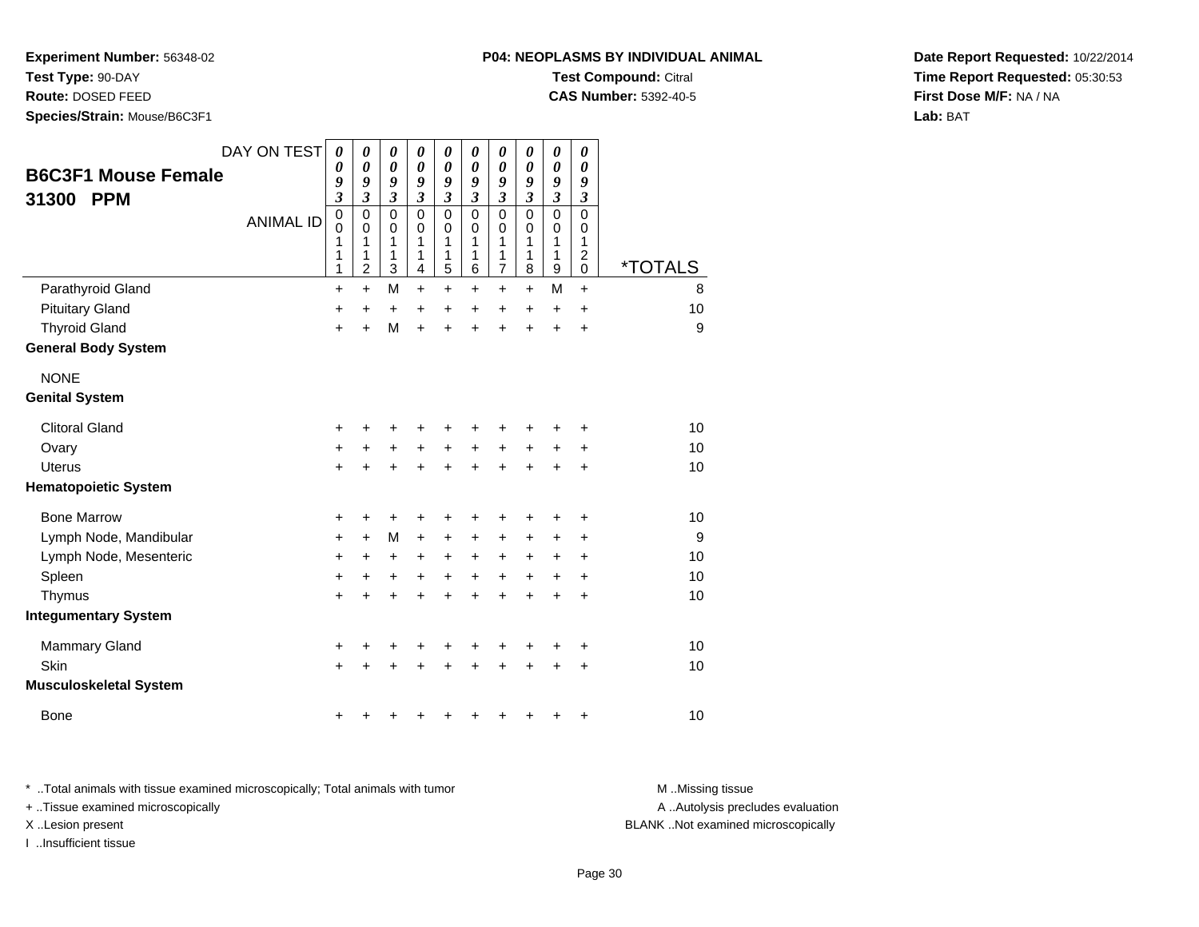**Experiment Number:** 56348-02
**Test Type:** 90-DAY
**Route:** DOSED FEED
**Species/Strain:** Mouse/B6C3F1

**P04: NEOPLASMS BY INDIVIDUAL ANIMAL**
**Test Compound:** Citral
**CAS Number:** 5392-40-5

**Date Report Requested:** 10/22/2014
**Time Report Requested:** 05:30:53
**First Dose M/F:** NA / NA
**Lab:** BAT

## B6C3F1 Mouse Female 31300 PPM

| DAY ON TEST | 0093 | 0093 | 0093 | 0093 | 0093 | 0093 | 0093 | 0093 | 0093 | 0093 | |
|---|---|---|---|---|---|---|---|---|---|---|---|
| ANIMAL ID | 00111 | 00112 | 00113 | 00114 | 00115 | 00116 | 00117 | 00118 | 00119 | 00120 | *TOTALS |
| Parathyroid Gland | + | + | M | + | + | + | + | + | M | + | 8 |
| Pituitary Gland | + | + | + | + | + | + | + | + | + | + | 10 |
| Thyroid Gland | + | + | M | + | + | + | + | + | + | + | 9 |
| **General Body System** | | | | | | | | | | | |
| NONE | | | | | | | | | | | |
| **Genital System** | | | | | | | | | | | |
| Clitoral Gland | + | + | + | + | + | + | + | + | + | + | 10 |
| Ovary | + | + | + | + | + | + | + | + | + | + | 10 |
| Uterus | + | + | + | + | + | + | + | + | + | + | 10 |
| **Hematopoietic System** | | | | | | | | | | | |
| Bone Marrow | + | + | + | + | + | + | + | + | + | + | 10 |
| Lymph Node, Mandibular | + | + | M | + | + | + | + | + | + | + | 9 |
| Lymph Node, Mesenteric | + | + | + | + | + | + | + | + | + | + | 10 |
| Spleen | + | + | + | + | + | + | + | + | + | + | 10 |
| Thymus | + | + | + | + | + | + | + | + | + | + | 10 |
| **Integumentary System** | | | | | | | | | | | |
| Mammary Gland | + | + | + | + | + | + | + | + | + | + | 10 |
| Skin | + | + | + | + | + | + | + | + | + | + | 10 |
| **Musculoskeletal System** | | | | | | | | | | | |
| Bone | + | + | + | + | + | + | + | + | + | + | 10 |

* ..Total animals with tissue examined microscopically; Total animals with tumor
+ ..Tissue examined microscopically
X ..Lesion present
I ..Insufficient tissue

M ..Missing tissue
A ..Autolysis precludes evaluation
BLANK ..Not examined microscopically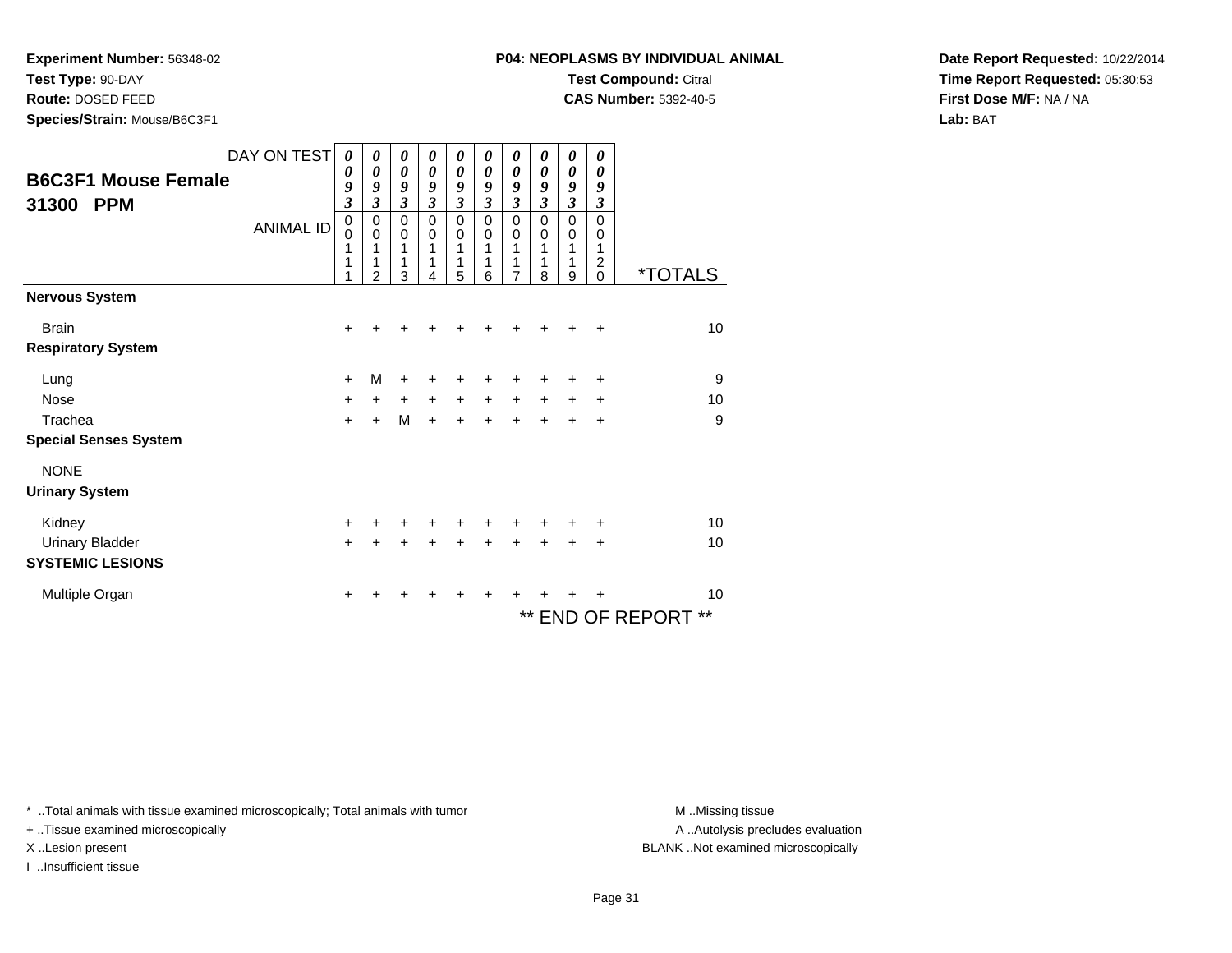**Experiment Number:** 56348-02
**Test Type:** 90-DAY
**Route:** DOSED FEED
**Species/Strain:** Mouse/B6C3F1

**P04: NEOPLASMS BY INDIVIDUAL ANIMAL**
**Test Compound:** Citral
**CAS Number:** 5392-40-5

**Date Report Requested:** 10/22/2014
**Time Report Requested:** 05:30:53
**First Dose M/F:** NA / NA
**Lab:** BAT

## B6C3F1 Mouse Female
## 31300 PPM

| DAY ON TEST | 0093 | 0093 | 0093 | 0093 | 0093 | 0093 | 0093 | 0093 | 0093 | 0093 | |
|---|---|---|---|---|---|---|---|---|---|---|---|
| ANIMAL ID | 00111 | 00112 | 00113 | 00114 | 00115 | 00116 | 00117 | 00118 | 00119 | 00120 | *TOTALS |
| **Nervous System** | | | | | | | | | | | |
| Brain | + | + | + | + | + | + | + | + | + | + | 10 |
| **Respiratory System** | | | | | | | | | | | |
| Lung | + | M | + | + | + | + | + | + | + | + | 9 |
| Nose | + | + | + | + | + | + | + | + | + | + | 10 |
| Trachea | + | + | M | + | + | + | + | + | + | + | 9 |
| **Special Senses System** | | | | | | | | | | | |
| NONE | | | | | | | | | | | |
| **Urinary System** | | | | | | | | | | | |
| Kidney | + | + | + | + | + | + | + | + | + | + | 10 |
| Urinary Bladder | + | + | + | + | + | + | + | + | + | + | 10 |
| **SYSTEMIC LESIONS** | | | | | | | | | | | |
| Multiple Organ | + | + | + | + | + | + | + | + | + | + | 10 |

** END OF REPORT **

* ..Total animals with tissue examined microscopically; Total animals with tumor
+ ..Tissue examined microscopically
X ..Lesion present
I ..Insufficient tissue

M ..Missing tissue
A ..Autolysis precludes evaluation
BLANK ..Not examined microscopically